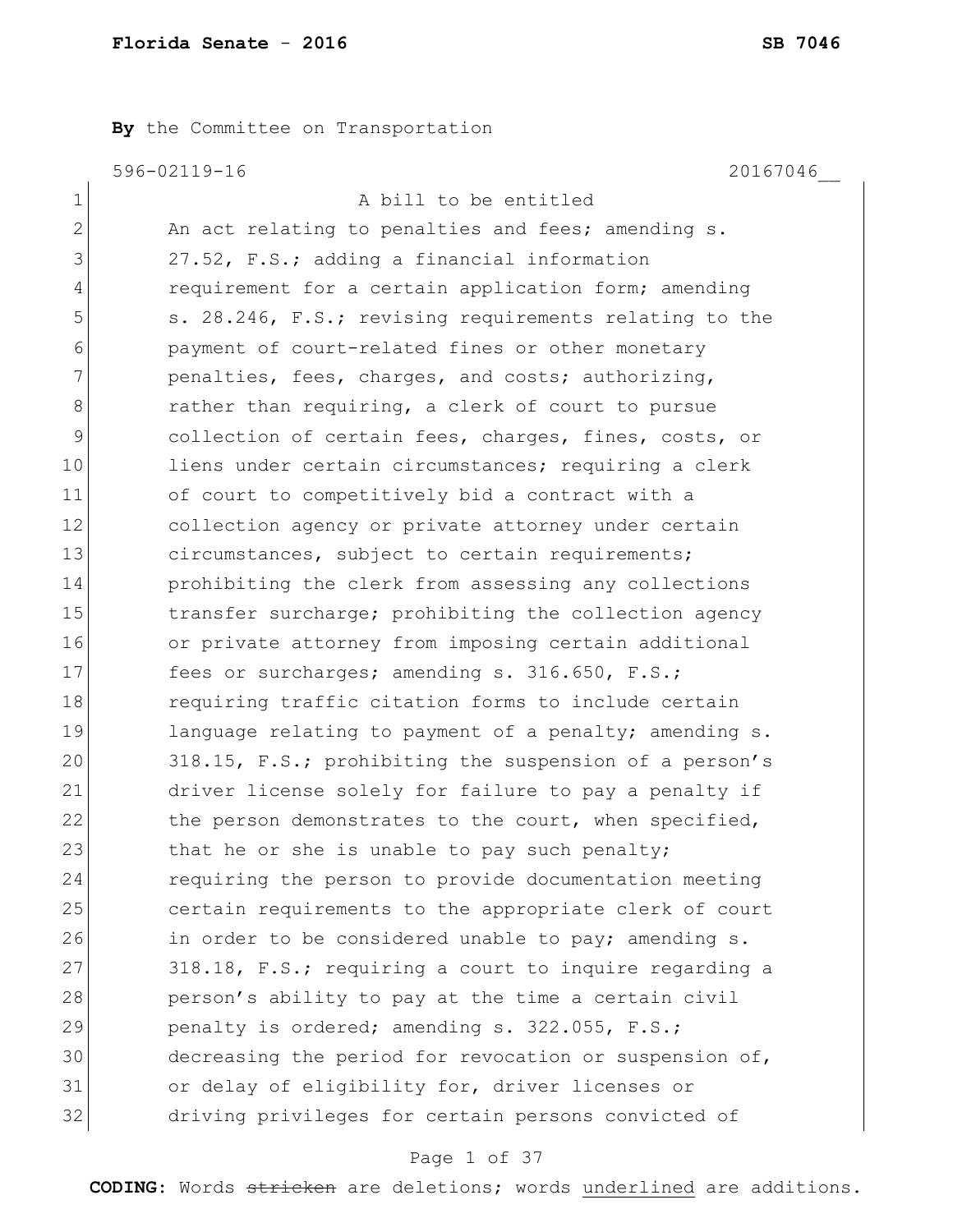**By** the Committee on Transportation

596-02119-16 20167046__

1 A bill to be entitled
2 An act relating to penalties and fees; amending s.
3 27.52, F.S.; adding a financial information
4 requirement for a certain application form; amending
5 s. 28.246, F.S.; revising requirements relating to the
6 payment of court-related fines or other monetary
7 penalties, fees, charges, and costs; authorizing,
8 rather than requiring, a clerk of court to pursue
9 collection of certain fees, charges, fines, costs, or
10 liens under certain circumstances; requiring a clerk
11 of court to competitively bid a contract with a
12 collection agency or private attorney under certain
13 circumstances, subject to certain requirements;
14 prohibiting the clerk from assessing any collections
15 transfer surcharge; prohibiting the collection agency
16 or private attorney from imposing certain additional
17 fees or surcharges; amending s. 316.650, F.S.;
18 requiring traffic citation forms to include certain
19 language relating to payment of a penalty; amending s.
20 318.15, F.S.; prohibiting the suspension of a person's
21 driver license solely for failure to pay a penalty if
22 the person demonstrates to the court, when specified,
23 that he or she is unable to pay such penalty;
24 requiring the person to provide documentation meeting
25 certain requirements to the appropriate clerk of court
26 in order to be considered unable to pay; amending s.
27 318.18, F.S.; requiring a court to inquire regarding a
28 person's ability to pay at the time a certain civil
29 penalty is ordered; amending s. 322.055, F.S.;
30 decreasing the period for revocation or suspension of,
31 or delay of eligibility for, driver licenses or
32 driving privileges for certain persons convicted of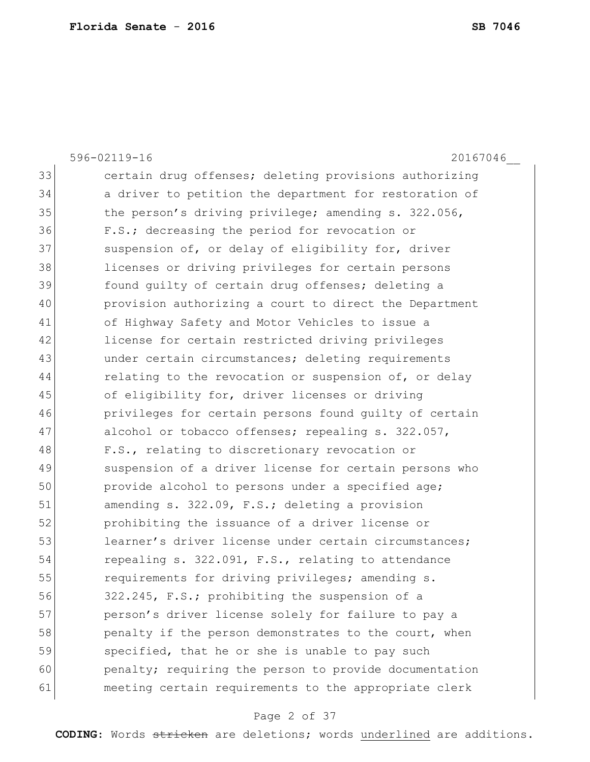596-02119-16 20167046__

33 certain drug offenses; deleting provisions authorizing
34 a driver to petition the department for restoration of
35 the person's driving privilege; amending s. 322.056,
36 F.S.; decreasing the period for revocation or
37 suspension of, or delay of eligibility for, driver
38 licenses or driving privileges for certain persons
39 found guilty of certain drug offenses; deleting a
40 provision authorizing a court to direct the Department
41 of Highway Safety and Motor Vehicles to issue a
42 license for certain restricted driving privileges
43 under certain circumstances; deleting requirements
44 relating to the revocation or suspension of, or delay
45 of eligibility for, driver licenses or driving
46 privileges for certain persons found guilty of certain
47 alcohol or tobacco offenses; repealing s. 322.057,
48 F.S., relating to discretionary revocation or
49 suspension of a driver license for certain persons who
50 provide alcohol to persons under a specified age;
51 amending s. 322.09, F.S.; deleting a provision
52 prohibiting the issuance of a driver license or
53 learner's driver license under certain circumstances;
54 repealing s. 322.091, F.S., relating to attendance
55 requirements for driving privileges; amending s.
56 322.245, F.S.; prohibiting the suspension of a
57 person's driver license solely for failure to pay a
58 penalty if the person demonstrates to the court, when
59 specified, that he or she is unable to pay such
60 penalty; requiring the person to provide documentation
61 meeting certain requirements to the appropriate clerk

**CODING:** Words ~~stricken~~ are deletions; words <u>underlined</u> are additions.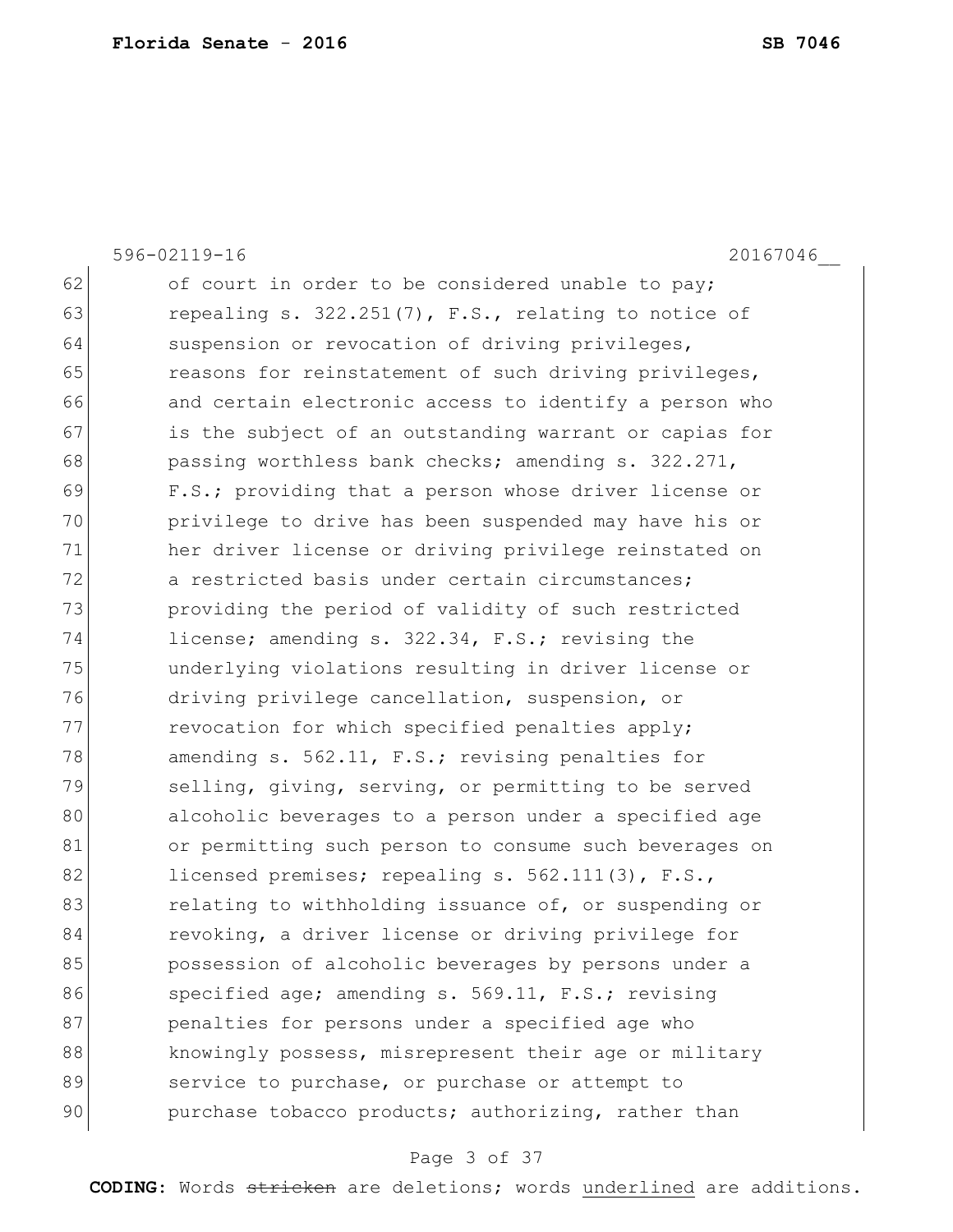62 of court in order to be considered unable to pay;
63 repealing s. 322.251(7), F.S., relating to notice of
64 suspension or revocation of driving privileges,
65 reasons for reinstatement of such driving privileges,
66 and certain electronic access to identify a person who
67 is the subject of an outstanding warrant or capias for
68 passing worthless bank checks; amending s. 322.271,
69 F.S.; providing that a person whose driver license or
70 privilege to drive has been suspended may have his or
71 her driver license or driving privilege reinstated on
72 a restricted basis under certain circumstances;
73 providing the period of validity of such restricted
74 license; amending s. 322.34, F.S.; revising the
75 underlying violations resulting in driver license or
76 driving privilege cancellation, suspension, or
77 revocation for which specified penalties apply;
78 amending s. 562.11, F.S.; revising penalties for
79 selling, giving, serving, or permitting to be served
80 alcoholic beverages to a person under a specified age
81 or permitting such person to consume such beverages on
82 licensed premises; repealing s. 562.111(3), F.S.,
83 relating to withholding issuance of, or suspending or
84 revoking, a driver license or driving privilege for
85 possession of alcoholic beverages by persons under a
86 specified age; amending s. 569.11, F.S.; revising
87 penalties for persons under a specified age who
88 knowingly possess, misrepresent their age or military
89 service to purchase, or purchase or attempt to
90 purchase tobacco products; authorizing, rather than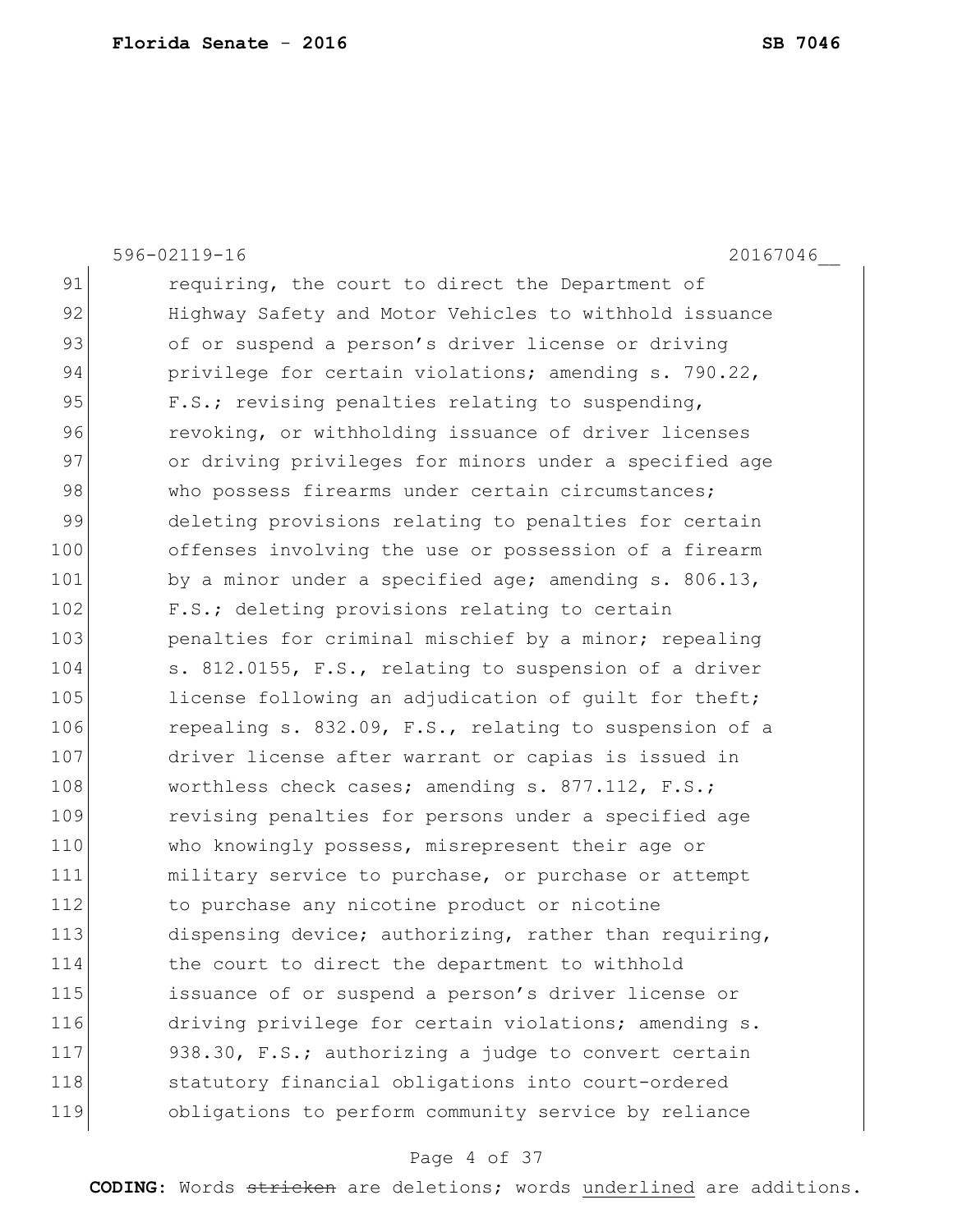requiring, the court to direct the Department of Highway Safety and Motor Vehicles to withhold issuance of or suspend a person's driver license or driving privilege for certain violations; amending s. 790.22, F.S.; revising penalties relating to suspending, revoking, or withholding issuance of driver licenses or driving privileges for minors under a specified age who possess firearms under certain circumstances; deleting provisions relating to penalties for certain offenses involving the use or possession of a firearm by a minor under a specified age; amending s. 806.13, F.S.; deleting provisions relating to certain penalties for criminal mischief by a minor; repealing s. 812.0155, F.S., relating to suspension of a driver license following an adjudication of guilt for theft; repealing s. 832.09, F.S., relating to suspension of a driver license after warrant or capias is issued in worthless check cases; amending s. 877.112, F.S.; revising penalties for persons under a specified age who knowingly possess, misrepresent their age or military service to purchase, or purchase or attempt to purchase any nicotine product or nicotine dispensing device; authorizing, rather than requiring, the court to direct the department to withhold issuance of or suspend a person's driver license or driving privilege for certain violations; amending s. 938.30, F.S.; authorizing a judge to convert certain statutory financial obligations into court-ordered obligations to perform community service by reliance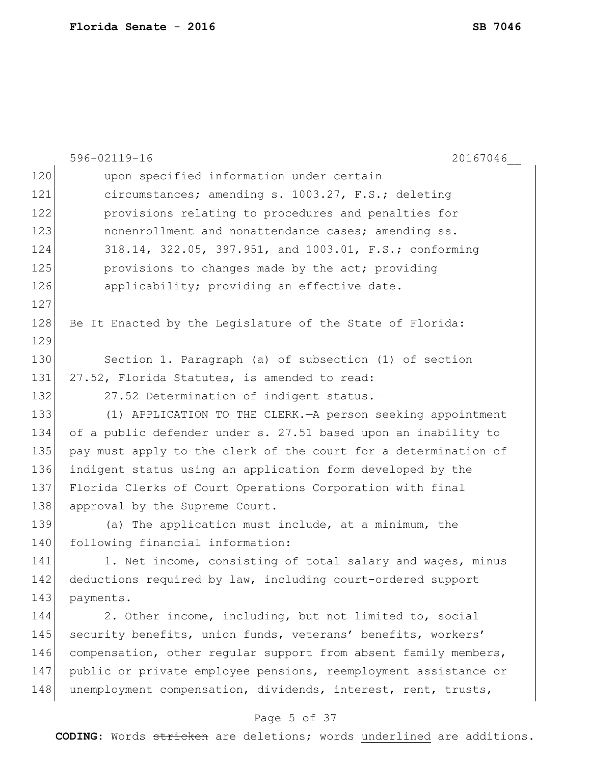upon specified information under certain circumstances; amending s. 1003.27, F.S.; deleting provisions relating to procedures and penalties for nonenrollment and nonattendance cases; amending ss. 318.14, 322.05, 397.951, and 1003.01, F.S.; conforming provisions to changes made by the act; providing applicability; providing an effective date.

Be It Enacted by the Legislature of the State of Florida:

Section 1. Paragraph (a) of subsection (1) of section 27.52, Florida Statutes, is amended to read:

27.52 Determination of indigent status.—

(1) APPLICATION TO THE CLERK.—A person seeking appointment of a public defender under s. 27.51 based upon an inability to pay must apply to the clerk of the court for a determination of indigent status using an application form developed by the Florida Clerks of Court Operations Corporation with final approval by the Supreme Court.

(a) The application must include, at a minimum, the following financial information:

1. Net income, consisting of total salary and wages, minus deductions required by law, including court-ordered support payments.

2. Other income, including, but not limited to, social security benefits, union funds, veterans' benefits, workers' compensation, other regular support from absent family members, public or private employee pensions, reemployment assistance or unemployment compensation, dividends, interest, rent, trusts,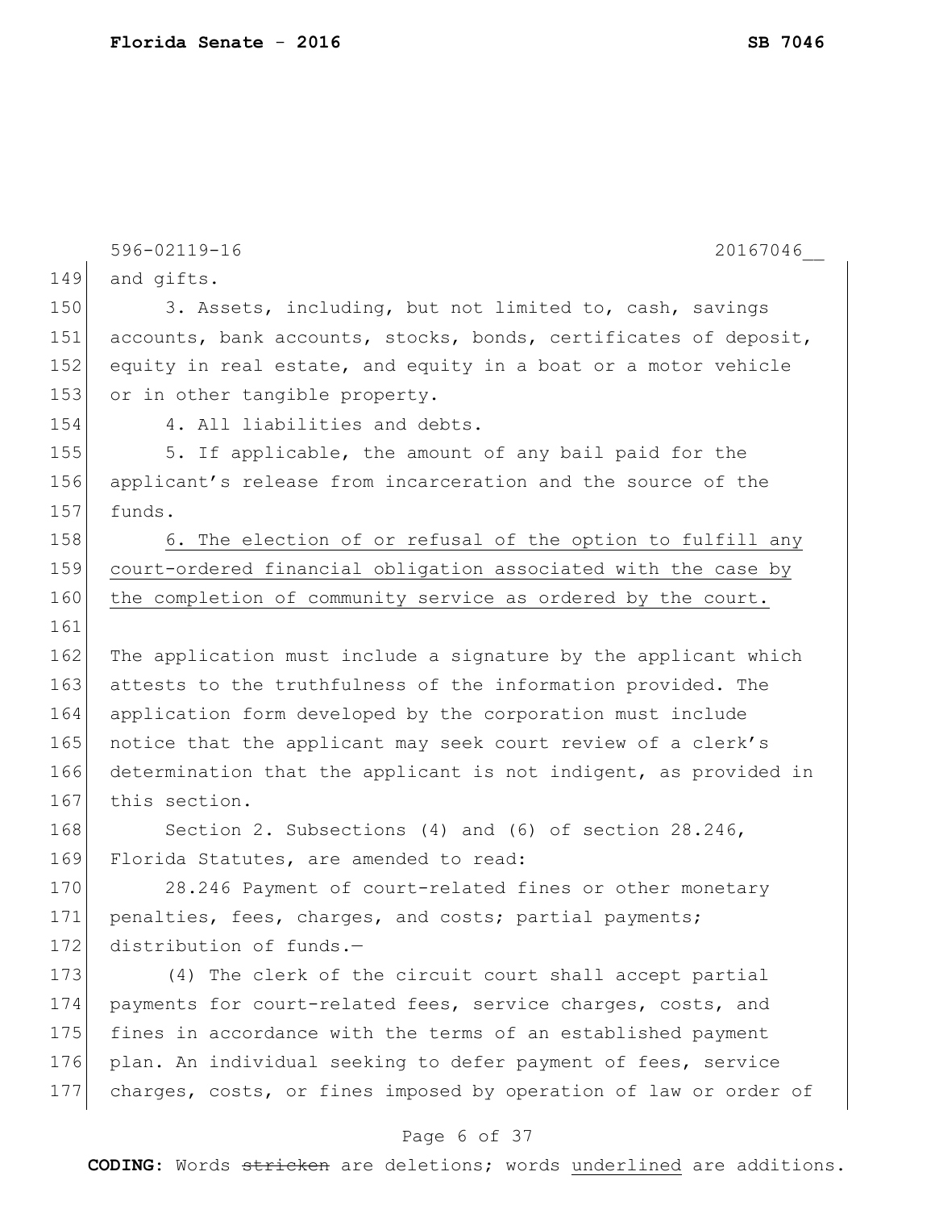and gifts.

3. Assets, including, but not limited to, cash, savings accounts, bank accounts, stocks, bonds, certificates of deposit, equity in real estate, and equity in a boat or a motor vehicle or in other tangible property.

4. All liabilities and debts.

5. If applicable, the amount of any bail paid for the applicant's release from incarceration and the source of the funds.

<u>6. The election of or refusal of the option to fulfill any court-ordered financial obligation associated with the case by the completion of community service as ordered by the court.</u>

The application must include a signature by the applicant which attests to the truthfulness of the information provided. The application form developed by the corporation must include notice that the applicant may seek court review of a clerk's determination that the applicant is not indigent, as provided in this section.

Section 2. Subsections (4) and (6) of section 28.246, Florida Statutes, are amended to read:

28.246 Payment of court-related fines or other monetary penalties, fees, charges, and costs; partial payments; distribution of funds.—

(4) The clerk of the circuit court shall accept partial payments for court-related fees, service charges, costs, and fines in accordance with the terms of an established payment plan. An individual seeking to defer payment of fees, service charges, costs, or fines imposed by operation of law or order of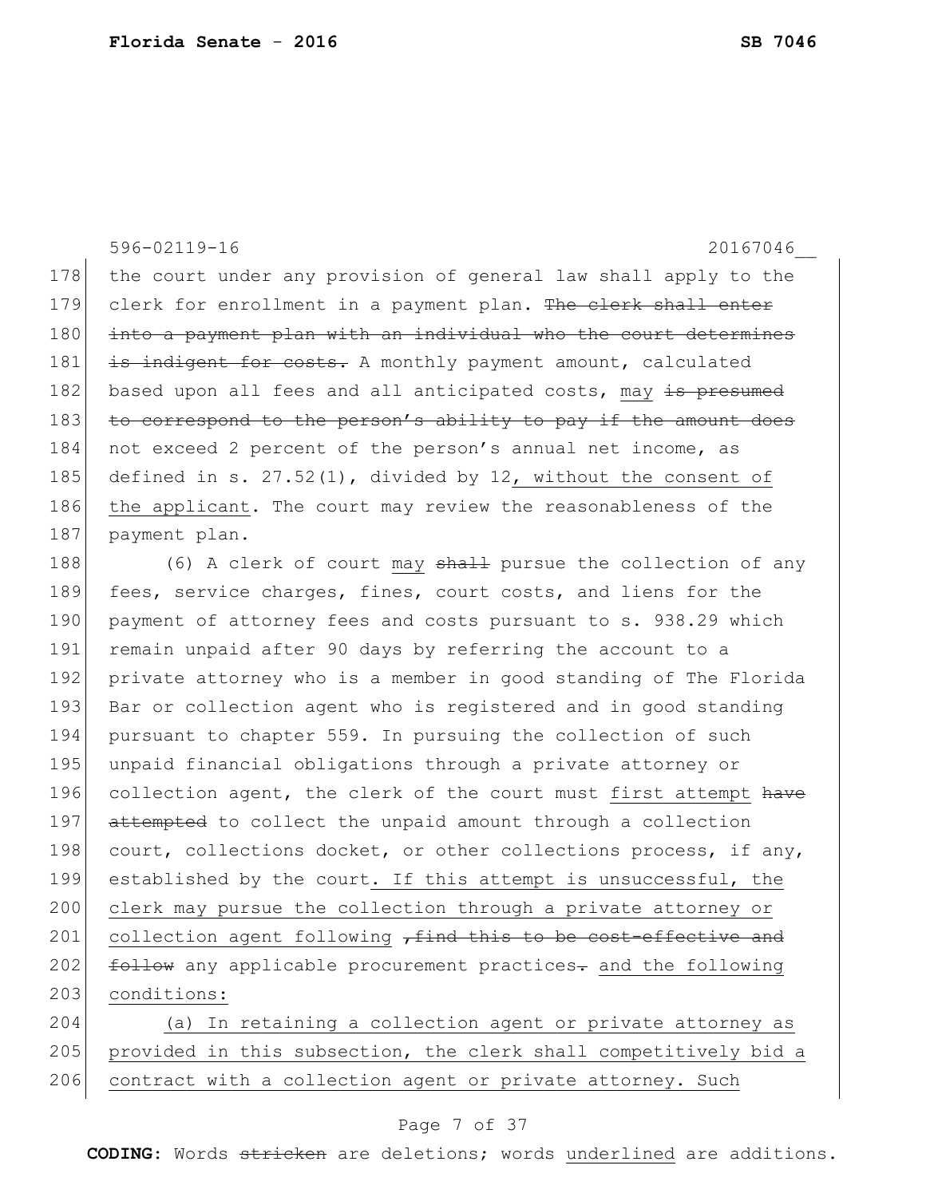596-02119-16 20167046__

178 the court under any provision of general law shall apply to the
179 clerk for enrollment in a payment plan. ~~The clerk shall enter~~
180 ~~into a payment plan with an individual who the court determines~~
181 ~~is indigent for costs.~~ A monthly payment amount, calculated
182 based upon all fees and all anticipated costs, <u>may</u> ~~is presumed~~
183 ~~to correspond to the person's ability to pay if the amount does~~
184 not exceed 2 percent of the person's annual net income, as
185 defined in s. 27.52(1), divided by 12<u>, without the consent of</u>
186 <u>the applicant</u>. The court may review the reasonableness of the
187 payment plan.

188 (6) A clerk of court <u>may</u> ~~shall~~ pursue the collection of any
189 fees, service charges, fines, court costs, and liens for the
190 payment of attorney fees and costs pursuant to s. 938.29 which
191 remain unpaid after 90 days by referring the account to a
192 private attorney who is a member in good standing of The Florida
193 Bar or collection agent who is registered and in good standing
194 pursuant to chapter 559. In pursuing the collection of such
195 unpaid financial obligations through a private attorney or
196 collection agent, the clerk of the court must <u>first attempt</u> ~~have~~
197 ~~attempted~~ to collect the unpaid amount through a collection
198 court, collections docket, or other collections process, if any,
199 established by the court<u>. If this attempt is unsuccessful, the</u>
200 <u>clerk may pursue the collection through a private attorney or</u>
201 <u>collection agent following</u> ~~, find this to be cost-effective and~~
202 ~~follow~~ any applicable procurement practices~~.~~ <u>and the following</u>
203 <u>conditions:</u>

204 <u>(a) In retaining a collection agent or private attorney as</u>
205 <u>provided in this subsection, the clerk shall competitively bid a</u>
206 <u>contract with a collection agent or private attorney. Such</u>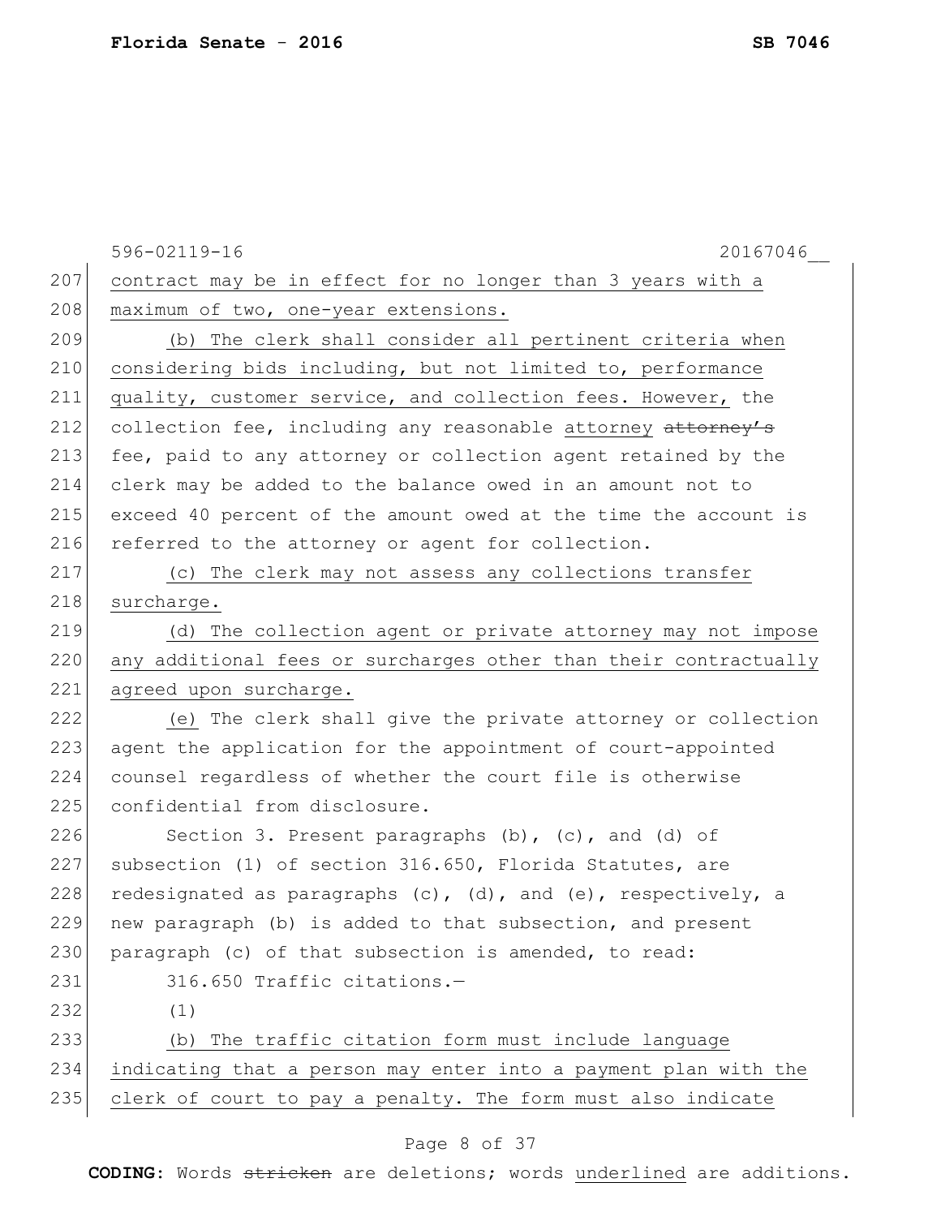596-02119-16 20167046__

contract may be in effect for no longer than 3 years with a maximum of two, one-year extensions.

(b) The clerk shall consider all pertinent criteria when considering bids including, but not limited to, performance quality, customer service, and collection fees. However, the collection fee, including any reasonable attorney ~~attorney's~~ fee, paid to any attorney or collection agent retained by the clerk may be added to the balance owed in an amount not to exceed 40 percent of the amount owed at the time the account is referred to the attorney or agent for collection.

(c) The clerk may not assess any collections transfer surcharge.

(d) The collection agent or private attorney may not impose any additional fees or surcharges other than their contractually agreed upon surcharge.

(e) The clerk shall give the private attorney or collection agent the application for the appointment of court-appointed counsel regardless of whether the court file is otherwise confidential from disclosure.

Section 3. Present paragraphs (b), (c), and (d) of subsection (1) of section 316.650, Florida Statutes, are redesignated as paragraphs (c), (d), and (e), respectively, a new paragraph (b) is added to that subsection, and present paragraph (c) of that subsection is amended, to read:

316.650 Traffic citations.—

(1)

(b) The traffic citation form must include language indicating that a person may enter into a payment plan with the clerk of court to pay a penalty. The form must also indicate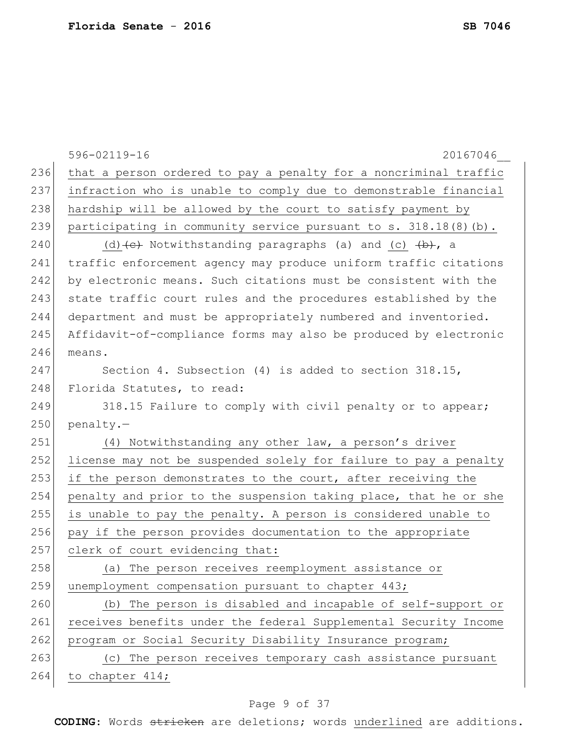596-02119-16 20167046__

236 that a person ordered to pay a penalty for a noncriminal traffic
237 infraction who is unable to comply due to demonstrable financial
238 hardship will be allowed by the court to satisfy payment by
239 participating in community service pursuant to s. 318.18(8)(b).

240 (d)~~(c)~~ Notwithstanding paragraphs (a) and (c) ~~(b)~~, a
241 traffic enforcement agency may produce uniform traffic citations
242 by electronic means. Such citations must be consistent with the
243 state traffic court rules and the procedures established by the
244 department and must be appropriately numbered and inventoried.
245 Affidavit-of-compliance forms may also be produced by electronic
246 means.

247 Section 4. Subsection (4) is added to section 318.15,
248 Florida Statutes, to read:

249 318.15 Failure to comply with civil penalty or to appear;
250 penalty.—

251 (4) Notwithstanding any other law, a person's driver
252 license may not be suspended solely for failure to pay a penalty
253 if the person demonstrates to the court, after receiving the
254 penalty and prior to the suspension taking place, that he or she
255 is unable to pay the penalty. A person is considered unable to
256 pay if the person provides documentation to the appropriate
257 clerk of court evidencing that:

258 (a) The person receives reemployment assistance or
259 unemployment compensation pursuant to chapter 443;

260 (b) The person is disabled and incapable of self-support or
261 receives benefits under the federal Supplemental Security Income
262 program or Social Security Disability Insurance program;

263 (c) The person receives temporary cash assistance pursuant
264 to chapter 414;

**CODING:** Words ~~stricken~~ are deletions; words underlined are additions.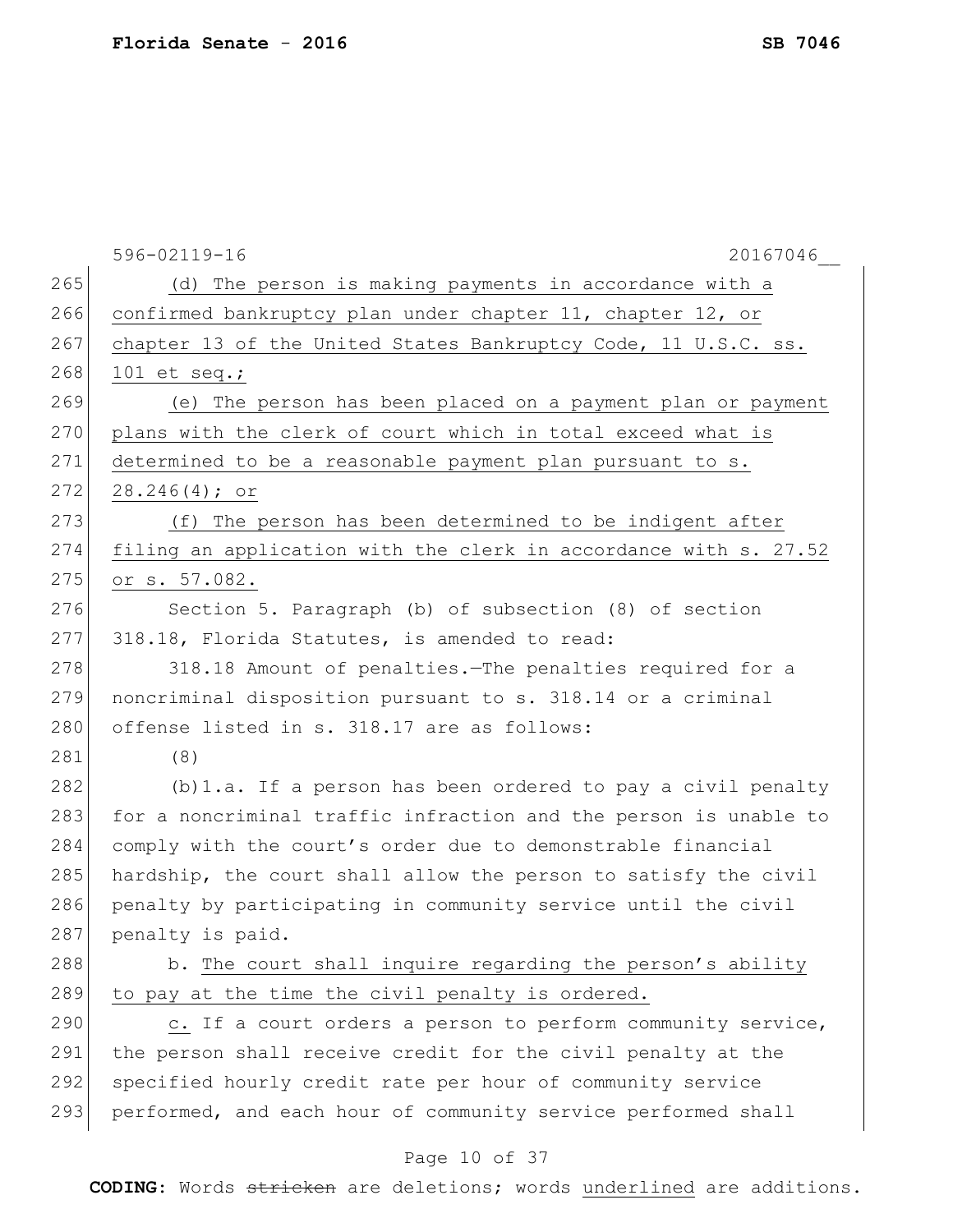(d) The person is making payments in accordance with a confirmed bankruptcy plan under chapter 11, chapter 12, or chapter 13 of the United States Bankruptcy Code, 11 U.S.C. ss. 101 et seq.;

(e) The person has been placed on a payment plan or payment plans with the clerk of court which in total exceed what is determined to be a reasonable payment plan pursuant to s. 28.246(4); or

(f) The person has been determined to be indigent after filing an application with the clerk in accordance with s. 27.52 or s. 57.082.

Section 5. Paragraph (b) of subsection (8) of section 318.18, Florida Statutes, is amended to read:

318.18 Amount of penalties.—The penalties required for a noncriminal disposition pursuant to s. 318.14 or a criminal offense listed in s. 318.17 are as follows:

(8)

(b)1.a. If a person has been ordered to pay a civil penalty for a noncriminal traffic infraction and the person is unable to comply with the court's order due to demonstrable financial hardship, the court shall allow the person to satisfy the civil penalty by participating in community service until the civil penalty is paid.

b. The court shall inquire regarding the person's ability to pay at the time the civil penalty is ordered.

c. If a court orders a person to perform community service, the person shall receive credit for the civil penalty at the specified hourly credit rate per hour of community service performed, and each hour of community service performed shall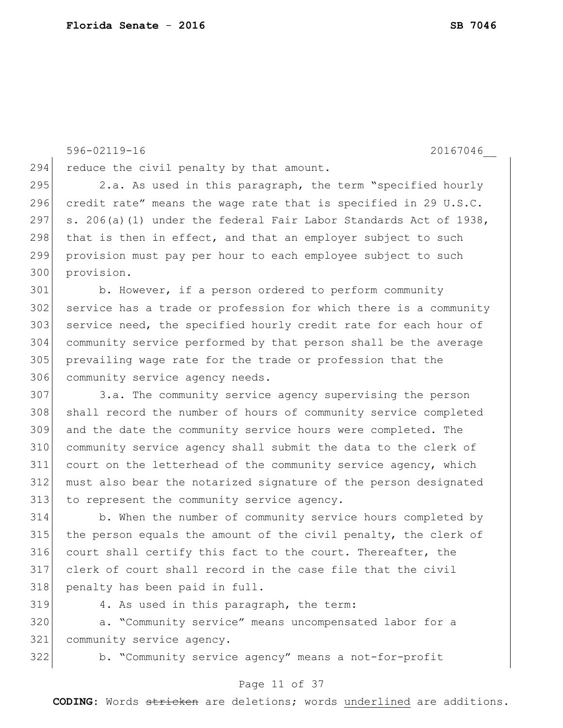reduce the civil penalty by that amount.

2.a. As used in this paragraph, the term "specified hourly credit rate" means the wage rate that is specified in 29 U.S.C. s. 206(a)(1) under the federal Fair Labor Standards Act of 1938, that is then in effect, and that an employer subject to such provision must pay per hour to each employee subject to such provision.

b. However, if a person ordered to perform community service has a trade or profession for which there is a community service need, the specified hourly credit rate for each hour of community service performed by that person shall be the average prevailing wage rate for the trade or profession that the community service agency needs.

3.a. The community service agency supervising the person shall record the number of hours of community service completed and the date the community service hours were completed. The community service agency shall submit the data to the clerk of court on the letterhead of the community service agency, which must also bear the notarized signature of the person designated to represent the community service agency.

b. When the number of community service hours completed by the person equals the amount of the civil penalty, the clerk of court shall certify this fact to the court. Thereafter, the clerk of court shall record in the case file that the civil penalty has been paid in full.

4. As used in this paragraph, the term:

a. "Community service" means uncompensated labor for a community service agency.

b. "Community service agency" means a not-for-profit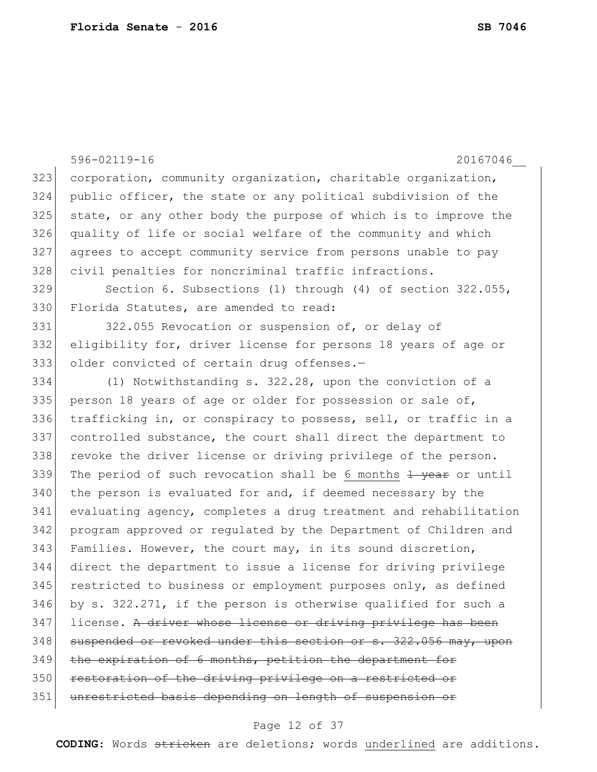corporation, community organization, charitable organization, public officer, the state or any political subdivision of the state, or any other body the purpose of which is to improve the quality of life or social welfare of the community and which agrees to accept community service from persons unable to pay civil penalties for noncriminal traffic infractions.

Section 6. Subsections (1) through (4) of section 322.055, Florida Statutes, are amended to read:

322.055 Revocation or suspension of, or delay of eligibility for, driver license for persons 18 years of age or older convicted of certain drug offenses.—

(1) Notwithstanding s. 322.28, upon the conviction of a person 18 years of age or older for possession or sale of, trafficking in, or conspiracy to possess, sell, or traffic in a controlled substance, the court shall direct the department to revoke the driver license or driving privilege of the person. The period of such revocation shall be <u>6 months</u> ~~1 year~~ or until the person is evaluated for and, if deemed necessary by the evaluating agency, completes a drug treatment and rehabilitation program approved or regulated by the Department of Children and Families. However, the court may, in its sound discretion, direct the department to issue a license for driving privilege restricted to business or employment purposes only, as defined by s. 322.271, if the person is otherwise qualified for such a license. ~~A driver whose license or driving privilege has been suspended or revoked under this section or s. 322.056 may, upon the expiration of 6 months, petition the department for restoration of the driving privilege on a restricted or unrestricted basis depending on length of suspension or~~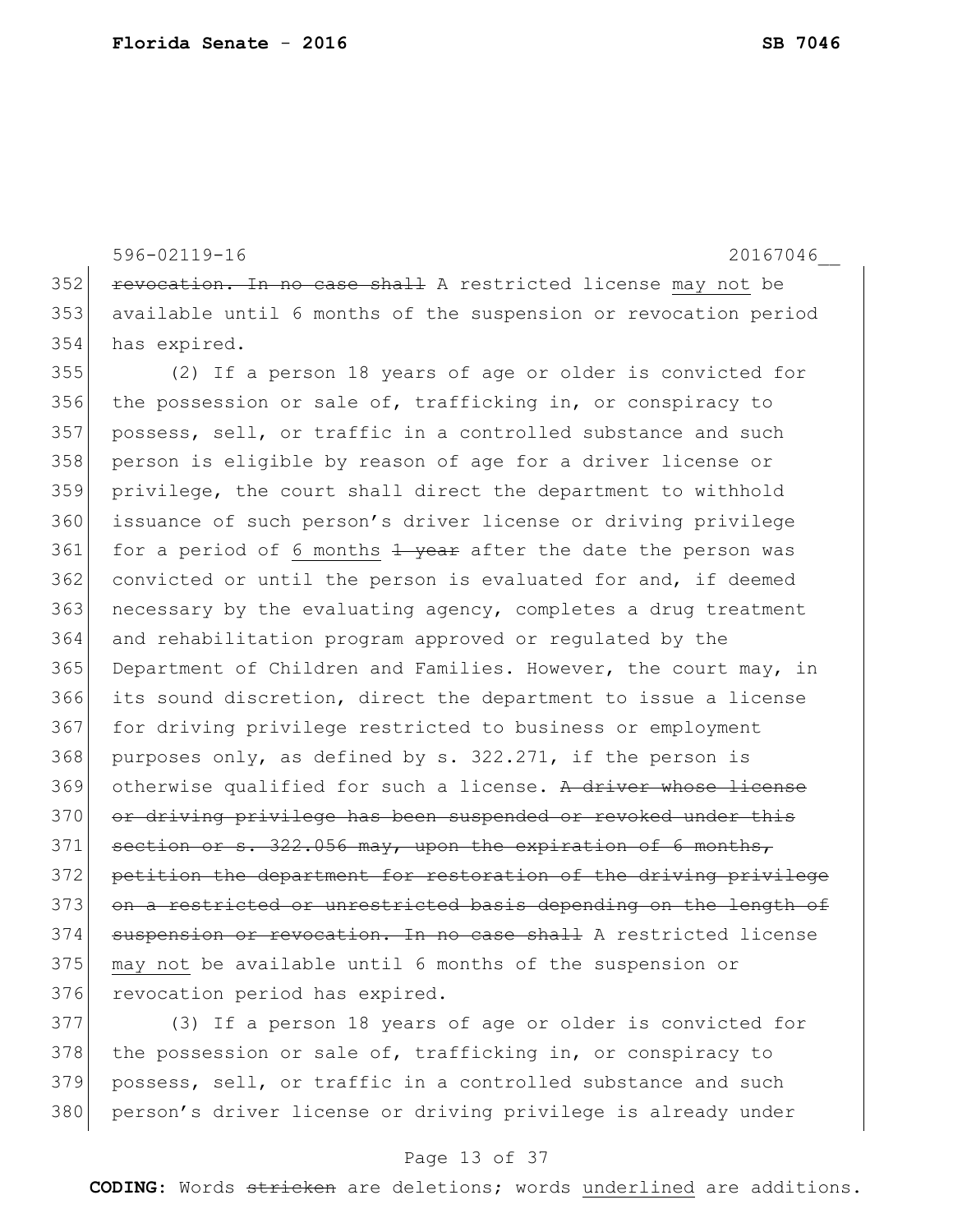596-02119-16 20167046__

352 ~~revocation. In no case shall~~ A restricted license may not be
353 available until 6 months of the suspension or revocation period
354 has expired.

355 (2) If a person 18 years of age or older is convicted for
356 the possession or sale of, trafficking in, or conspiracy to
357 possess, sell, or traffic in a controlled substance and such
358 person is eligible by reason of age for a driver license or
359 privilege, the court shall direct the department to withhold
360 issuance of such person's driver license or driving privilege
361 for a period of 6 months ~~1 year~~ after the date the person was
362 convicted or until the person is evaluated for and, if deemed
363 necessary by the evaluating agency, completes a drug treatment
364 and rehabilitation program approved or regulated by the
365 Department of Children and Families. However, the court may, in
366 its sound discretion, direct the department to issue a license
367 for driving privilege restricted to business or employment
368 purposes only, as defined by s. 322.271, if the person is
369 otherwise qualified for such a license. ~~A driver whose license~~
370 ~~or driving privilege has been suspended or revoked under this~~
371 ~~section or s. 322.056 may, upon the expiration of 6 months,~~
372 ~~petition the department for restoration of the driving privilege~~
373 ~~on a restricted or unrestricted basis depending on the length of~~
374 ~~suspension or revocation. In no case shall~~ A restricted license
375 may not be available until 6 months of the suspension or
376 revocation period has expired.

377 (3) If a person 18 years of age or older is convicted for
378 the possession or sale of, trafficking in, or conspiracy to
379 possess, sell, or traffic in a controlled substance and such
380 person's driver license or driving privilege is already under

**CODING:** Words ~~stricken~~ are deletions; words underlined are additions.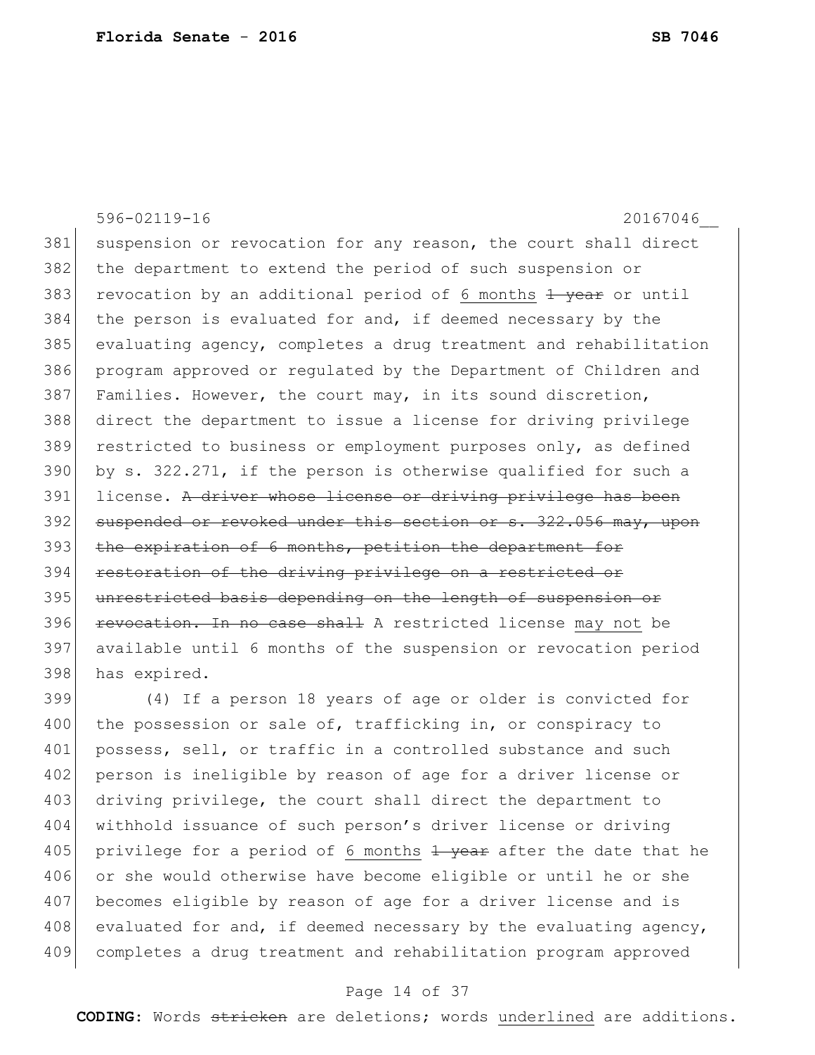suspension or revocation for any reason, the court shall direct the department to extend the period of such suspension or revocation by an additional period of <u>6 months</u> ~~1 year~~ or until the person is evaluated for and, if deemed necessary by the evaluating agency, completes a drug treatment and rehabilitation program approved or regulated by the Department of Children and Families. However, the court may, in its sound discretion, direct the department to issue a license for driving privilege restricted to business or employment purposes only, as defined by s. 322.271, if the person is otherwise qualified for such a license. ~~A driver whose license or driving privilege has been suspended or revoked under this section or s. 322.056 may, upon the expiration of 6 months, petition the department for restoration of the driving privilege on a restricted or unrestricted basis depending on the length of suspension or revocation. In no case shall~~ A restricted license <u>may not</u> be available until 6 months of the suspension or revocation period has expired.

(4) If a person 18 years of age or older is convicted for the possession or sale of, trafficking in, or conspiracy to possess, sell, or traffic in a controlled substance and such person is ineligible by reason of age for a driver license or driving privilege, the court shall direct the department to withhold issuance of such person's driver license or driving privilege for a period of <u>6 months</u> ~~1 year~~ after the date that he or she would otherwise have become eligible or until he or she becomes eligible by reason of age for a driver license and is evaluated for and, if deemed necessary by the evaluating agency, completes a drug treatment and rehabilitation program approved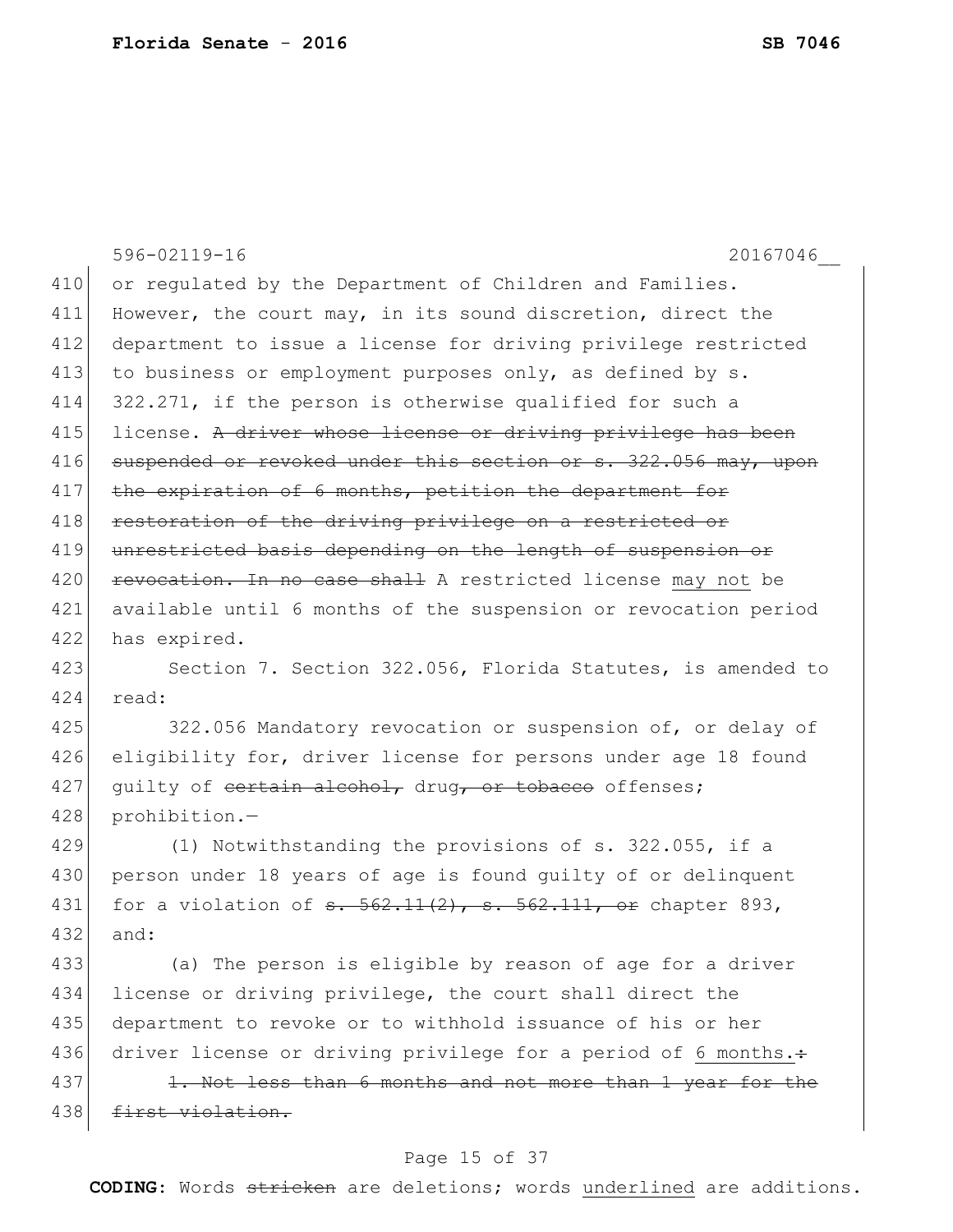596-02119-16 20167046__

410 or regulated by the Department of Children and Families.
411 However, the court may, in its sound discretion, direct the
412 department to issue a license for driving privilege restricted
413 to business or employment purposes only, as defined by s.
414 322.271, if the person is otherwise qualified for such a
415 license. ~~A driver whose license or driving privilege has been~~
416 ~~suspended or revoked under this section or s. 322.056 may, upon~~
417 ~~the expiration of 6 months, petition the department for~~
418 ~~restoration of the driving privilege on a restricted or~~
419 ~~unrestricted basis depending on the length of suspension or~~
420 ~~revocation. In no case shall~~ A restricted license <u>may not</u> be
421 available until 6 months of the suspension or revocation period
422 has expired.

423 Section 7. Section 322.056, Florida Statutes, is amended to
424 read:

425 322.056 Mandatory revocation or suspension of, or delay of
426 eligibility for, driver license for persons under age 18 found
427 guilty of ~~certain alcohol,~~ drug~~, or tobacco~~ offenses;
428 prohibition.—

429 (1) Notwithstanding the provisions of s. 322.055, if a
430 person under 18 years of age is found guilty of or delinquent
431 for a violation of ~~s. 562.11(2), s. 562.111, or~~ chapter 893,
432 and:

433 (a) The person is eligible by reason of age for a driver
434 license or driving privilege, the court shall direct the
435 department to revoke or to withhold issuance of his or her
436 driver license or driving privilege for a period of <u>6 months.</u>~~:~~

437 ~~1. Not less than 6 months and not more than 1 year for the~~
438 ~~first violation.~~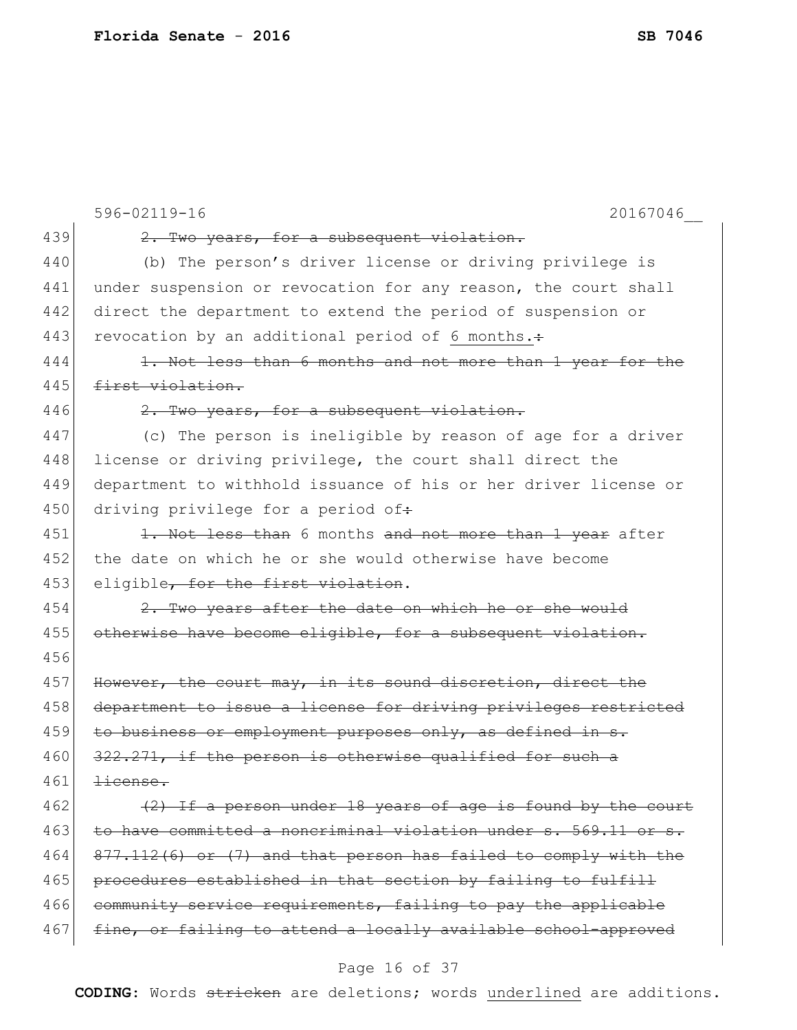596-02119-16 20167046__

439 ~~2. Two years, for a subsequent violation.~~

440 (b) The person's driver license or driving privilege is
441 under suspension or revocation for any reason, the court shall
442 direct the department to extend the period of suspension or
443 revocation by an additional period of <u>6 months.</u>~~:~~

444 ~~1. Not less than 6 months and not more than 1 year for the~~
445 ~~first violation.~~

446 ~~2. Two years, for a subsequent violation.~~

447 (c) The person is ineligible by reason of age for a driver
448 license or driving privilege, the court shall direct the
449 department to withhold issuance of his or her driver license or
450 driving privilege for a period of~~:~~

451 ~~1. Not less than~~ 6 months ~~and not more than 1 year~~ after
452 the date on which he or she would otherwise have become
453 eligible~~, for the first violation~~.

454 ~~2. Two years after the date on which he or she would~~
455 ~~otherwise have become eligible, for a subsequent violation.~~

456

457 ~~However, the court may, in its sound discretion, direct the~~
458 ~~department to issue a license for driving privileges restricted~~
459 ~~to business or employment purposes only, as defined in s.~~
460 ~~322.271, if the person is otherwise qualified for such a~~
461 ~~license.~~

462 ~~(2) If a person under 18 years of age is found by the court~~
463 ~~to have committed a noncriminal violation under s. 569.11 or s.~~
464 ~~877.112(6) or (7) and that person has failed to comply with the~~
465 ~~procedures established in that section by failing to fulfill~~
466 ~~community service requirements, failing to pay the applicable~~
467 ~~fine, or failing to attend a locally available school-approved~~

**CODING:** Words ~~stricken~~ are deletions; words <u>underlined</u> are additions.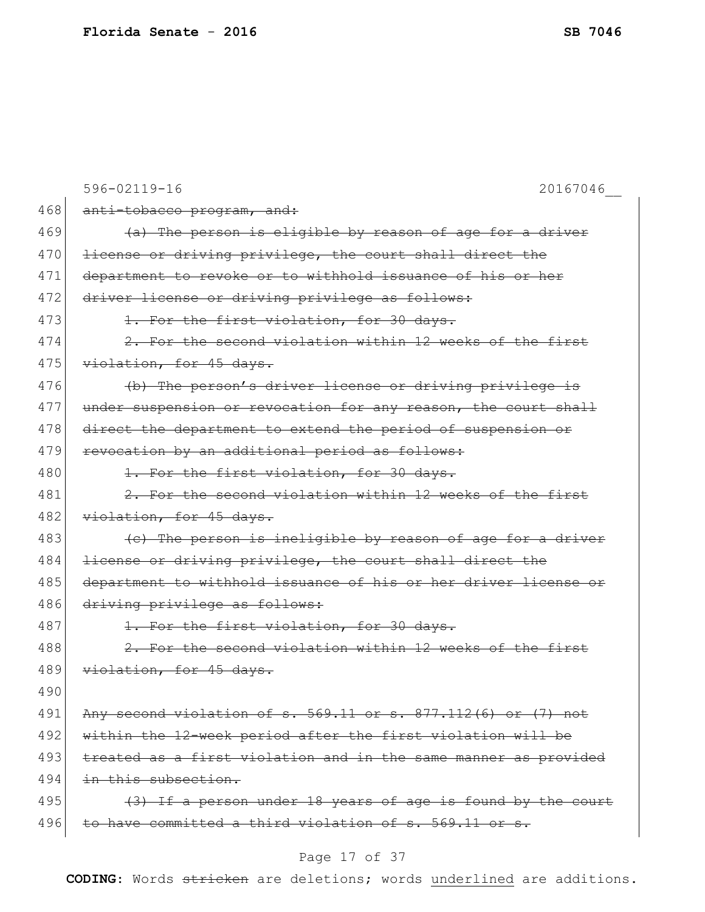596-02119-16 20167046__

468 ~~anti-tobacco program, and:~~

469 ~~(a) The person is eligible by reason of age for a driver~~
470 ~~license or driving privilege, the court shall direct the~~
471 ~~department to revoke or to withhold issuance of his or her~~
472 ~~driver license or driving privilege as follows:~~

473 ~~1. For the first violation, for 30 days.~~

474 ~~2. For the second violation within 12 weeks of the first~~
475 ~~violation, for 45 days.~~

476 ~~(b) The person's driver license or driving privilege is~~
477 ~~under suspension or revocation for any reason, the court shall~~
478 ~~direct the department to extend the period of suspension or~~
479 ~~revocation by an additional period as follows:~~

480 ~~1. For the first violation, for 30 days.~~

481 ~~2. For the second violation within 12 weeks of the first~~
482 ~~violation, for 45 days.~~

483 ~~(c) The person is ineligible by reason of age for a driver~~
484 ~~license or driving privilege, the court shall direct the~~
485 ~~department to withhold issuance of his or her driver license or~~
486 ~~driving privilege as follows:~~

487 ~~1. For the first violation, for 30 days.~~

488 ~~2. For the second violation within 12 weeks of the first~~
489 ~~violation, for 45 days.~~

490

491 ~~Any second violation of s. 569.11 or s. 877.112(6) or (7) not~~
492 ~~within the 12-week period after the first violation will be~~
493 ~~treated as a first violation and in the same manner as provided~~
494 ~~in this subsection.~~

495 ~~(3) If a person under 18 years of age is found by the court~~
496 ~~to have committed a third violation of s. 569.11 or s.~~

**CODING:** Words ~~stricken~~ are deletions; words <u>underlined</u> are additions.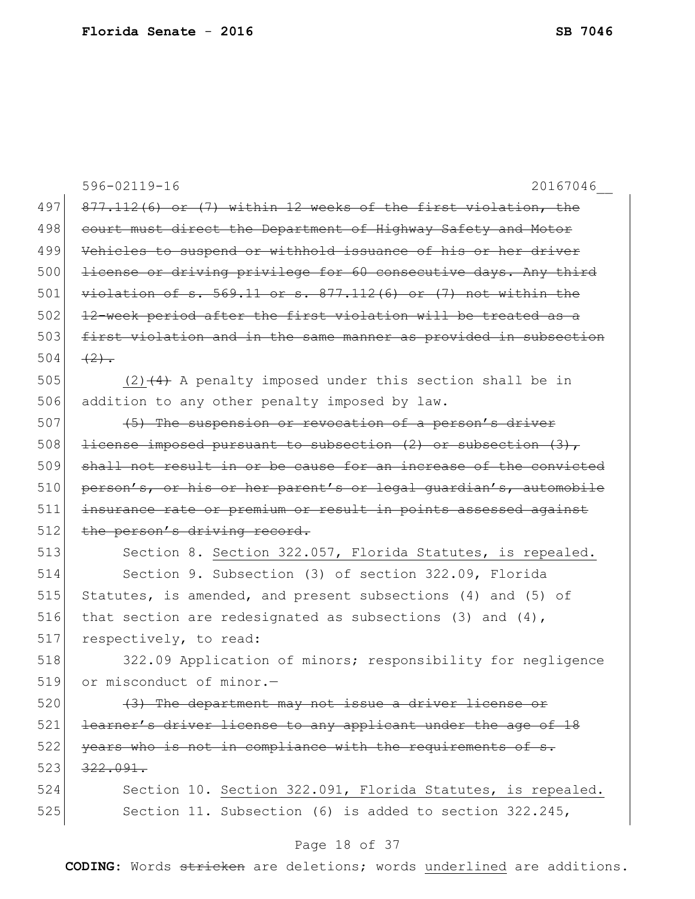596-02119-16 20167046__

497 ~~877.112(6) or (7) within 12 weeks of the first violation, the~~
498 ~~court must direct the Department of Highway Safety and Motor~~
499 ~~Vehicles to suspend or withhold issuance of his or her driver~~
500 ~~license or driving privilege for 60 consecutive days. Any third~~
501 ~~violation of s. 569.11 or s. 877.112(6) or (7) not within the~~
502 ~~12-week period after the first violation will be treated as a~~
503 ~~first violation and in the same manner as provided in subsection~~
504 ~~(2).~~

505 <u>(2)</u>~~(4)~~ A penalty imposed under this section shall be in
506 addition to any other penalty imposed by law.

507 ~~(5) The suspension or revocation of a person's driver~~
508 ~~license imposed pursuant to subsection (2) or subsection (3),~~
509 ~~shall not result in or be cause for an increase of the convicted~~
510 ~~person's, or his or her parent's or legal guardian's, automobile~~
511 ~~insurance rate or premium or result in points assessed against~~
512 ~~the person's driving record.~~

513 Section 8. <u>Section 322.057, Florida Statutes, is repealed.</u>

514 Section 9. Subsection (3) of section 322.09, Florida
515 Statutes, is amended, and present subsections (4) and (5) of
516 that section are redesignated as subsections (3) and (4),
517 respectively, to read:

518 322.09 Application of minors; responsibility for negligence
519 or misconduct of minor.—

520 ~~(3) The department may not issue a driver license or~~
521 ~~learner's driver license to any applicant under the age of 18~~
522 ~~years who is not in compliance with the requirements of s.~~
523 ~~322.091.~~

524 Section 10. <u>Section 322.091, Florida Statutes, is repealed.</u>

525 Section 11. Subsection (6) is added to section 322.245,

**CODING:** Words ~~stricken~~ are deletions; words <u>underlined</u> are additions.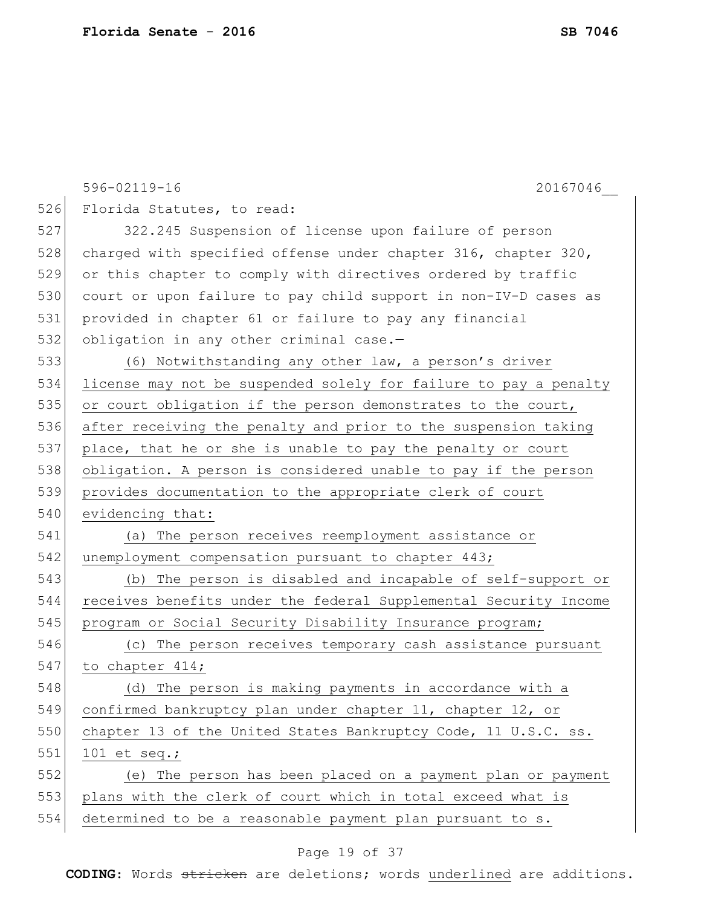596-02119-16 20167046__

526 Florida Statutes, to read:

527 322.245 Suspension of license upon failure of person
528 charged with specified offense under chapter 316, chapter 320,
529 or this chapter to comply with directives ordered by traffic
530 court or upon failure to pay child support in non-IV-D cases as
531 provided in chapter 61 or failure to pay any financial
532 obligation in any other criminal case.—

533 <u>(6) Notwithstanding any other law, a person's driver</u>
534 <u>license may not be suspended solely for failure to pay a penalty</u>
535 <u>or court obligation if the person demonstrates to the court,</u>
536 <u>after receiving the penalty and prior to the suspension taking</u>
537 <u>place, that he or she is unable to pay the penalty or court</u>
538 <u>obligation. A person is considered unable to pay if the person</u>
539 <u>provides documentation to the appropriate clerk of court</u>
540 <u>evidencing that:</u>

541 <u>(a) The person receives reemployment assistance or</u>
542 <u>unemployment compensation pursuant to chapter 443;</u>

543 <u>(b) The person is disabled and incapable of self-support or</u>
544 <u>receives benefits under the federal Supplemental Security Income</u>
545 <u>program or Social Security Disability Insurance program;</u>

546 <u>(c) The person receives temporary cash assistance pursuant</u>
547 <u>to chapter 414;</u>

548 <u>(d) The person is making payments in accordance with a</u>
549 <u>confirmed bankruptcy plan under chapter 11, chapter 12, or</u>
550 <u>chapter 13 of the United States Bankruptcy Code, 11 U.S.C. ss.</u>
551 <u>101 et seq.;</u>

552 <u>(e) The person has been placed on a payment plan or payment</u>
553 <u>plans with the clerk of court which in total exceed what is</u>
554 <u>determined to be a reasonable payment plan pursuant to s.</u>

**CODING:** Words ~~stricken~~ are deletions; words <u>underlined</u> are additions.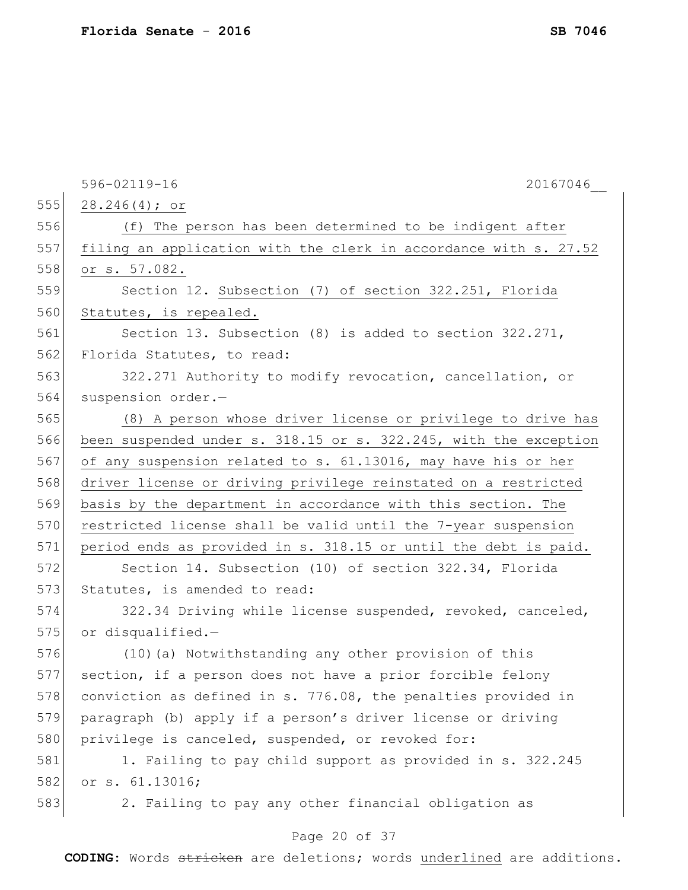28.246(4); or

(f) The person has been determined to be indigent after filing an application with the clerk in accordance with s. 27.52 or s. 57.082.

Section 12. Subsection (7) of section 322.251, Florida Statutes, is repealed.

Section 13. Subsection (8) is added to section 322.271, Florida Statutes, to read:

322.271 Authority to modify revocation, cancellation, or suspension order.—

(8) A person whose driver license or privilege to drive has been suspended under s. 318.15 or s. 322.245, with the exception of any suspension related to s. 61.13016, may have his or her driver license or driving privilege reinstated on a restricted basis by the department in accordance with this section. The restricted license shall be valid until the 7-year suspension period ends as provided in s. 318.15 or until the debt is paid.

Section 14. Subsection (10) of section 322.34, Florida Statutes, is amended to read:

322.34 Driving while license suspended, revoked, canceled, or disqualified.—

(10)(a) Notwithstanding any other provision of this section, if a person does not have a prior forcible felony conviction as defined in s. 776.08, the penalties provided in paragraph (b) apply if a person's driver license or driving privilege is canceled, suspended, or revoked for:

1. Failing to pay child support as provided in s. 322.245 or s. 61.13016;

2. Failing to pay any other financial obligation as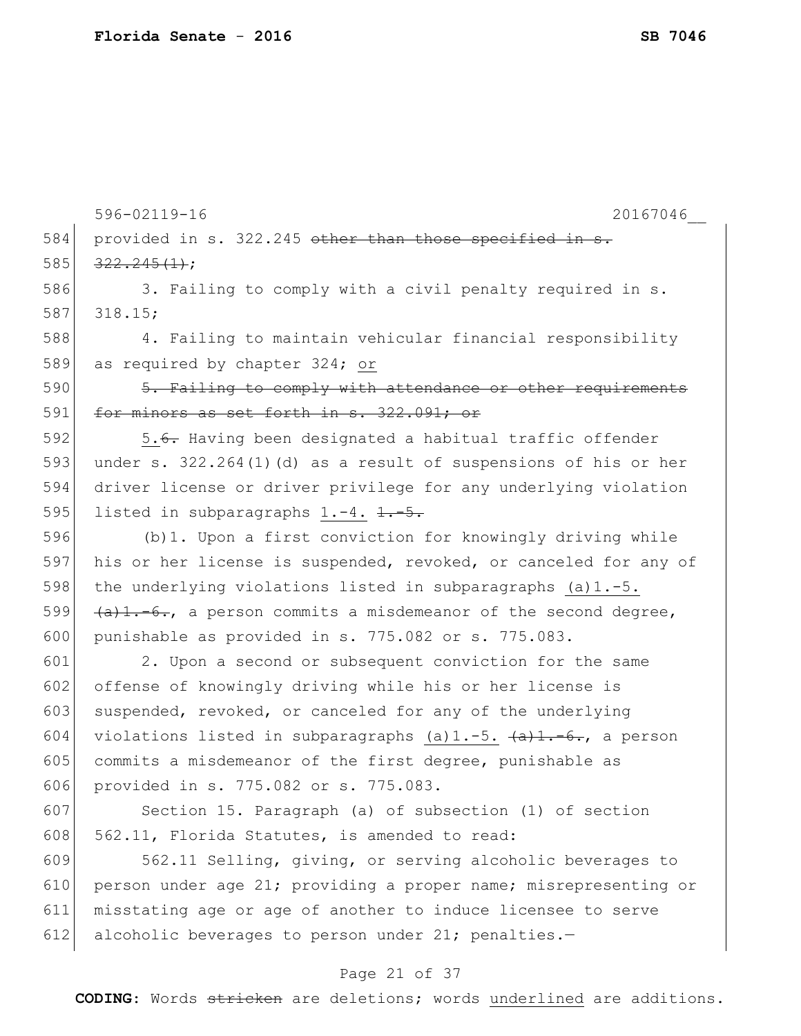provided in s. 322.245 ~~other than those specified in s. 322.245(1)~~;

3. Failing to comply with a civil penalty required in s. 318.15;

4. Failing to maintain vehicular financial responsibility as required by chapter 324; <u>or</u>

~~5. Failing to comply with attendance or other requirements for minors as set forth in s. 322.091; or~~

<u>5.</u>~~6.~~ Having been designated a habitual traffic offender under s. 322.264(1)(d) as a result of suspensions of his or her driver license or driver privilege for any underlying violation listed in subparagraphs <u>1.-4.</u> ~~1.-5.~~

(b)1. Upon a first conviction for knowingly driving while his or her license is suspended, revoked, or canceled for any of the underlying violations listed in subparagraphs <u>(a)1.-5.</u> ~~(a)1.-6.~~, a person commits a misdemeanor of the second degree, punishable as provided in s. 775.082 or s. 775.083.

2. Upon a second or subsequent conviction for the same offense of knowingly driving while his or her license is suspended, revoked, or canceled for any of the underlying violations listed in subparagraphs <u>(a)1.-5.</u> ~~(a)1.-6.~~, a person commits a misdemeanor of the first degree, punishable as provided in s. 775.082 or s. 775.083.

Section 15. Paragraph (a) of subsection (1) of section 562.11, Florida Statutes, is amended to read:

562.11 Selling, giving, or serving alcoholic beverages to person under age 21; providing a proper name; misrepresenting or misstating age or age of another to induce licensee to serve alcoholic beverages to person under 21; penalties.—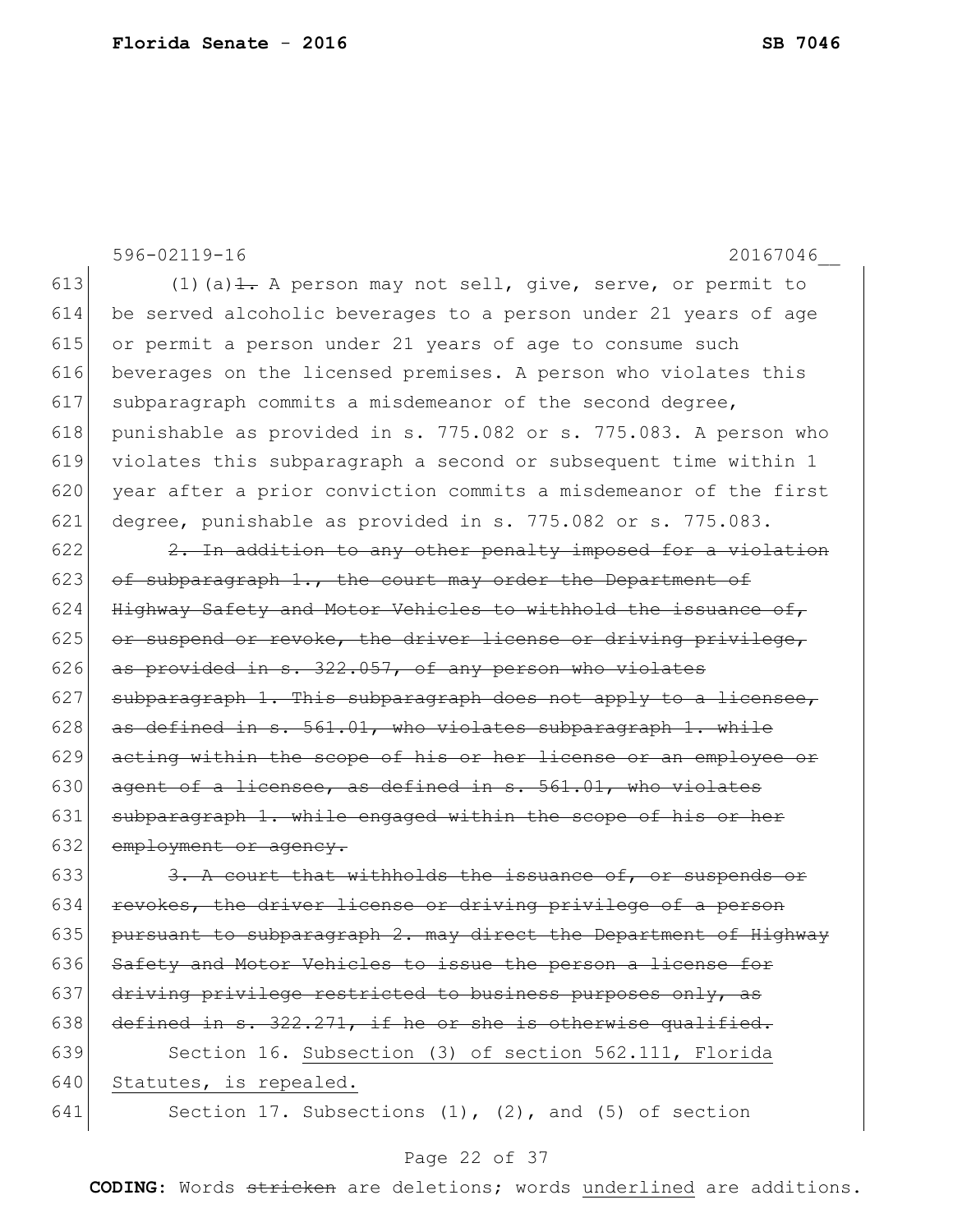596-02119-16 20167046__

613 (1)(a)~~1.~~ A person may not sell, give, serve, or permit to
614 be served alcoholic beverages to a person under 21 years of age
615 or permit a person under 21 years of age to consume such
616 beverages on the licensed premises. A person who violates this
617 subparagraph commits a misdemeanor of the second degree,
618 punishable as provided in s. 775.082 or s. 775.083. A person who
619 violates this subparagraph a second or subsequent time within 1
620 year after a prior conviction commits a misdemeanor of the first
621 degree, punishable as provided in s. 775.082 or s. 775.083.

622 ~~2. In addition to any other penalty imposed for a violation~~
623 ~~of subparagraph 1., the court may order the Department of~~
624 ~~Highway Safety and Motor Vehicles to withhold the issuance of,~~
625 ~~or suspend or revoke, the driver license or driving privilege,~~
626 ~~as provided in s. 322.057, of any person who violates~~
627 ~~subparagraph 1. This subparagraph does not apply to a licensee,~~
628 ~~as defined in s. 561.01, who violates subparagraph 1. while~~
629 ~~acting within the scope of his or her license or an employee or~~
630 ~~agent of a licensee, as defined in s. 561.01, who violates~~
631 ~~subparagraph 1. while engaged within the scope of his or her~~
632 ~~employment or agency.~~

633 ~~3. A court that withholds the issuance of, or suspends or~~
634 ~~revokes, the driver license or driving privilege of a person~~
635 ~~pursuant to subparagraph 2. may direct the Department of Highway~~
636 ~~Safety and Motor Vehicles to issue the person a license for~~
637 ~~driving privilege restricted to business purposes only, as~~
638 ~~defined in s. 322.271, if he or she is otherwise qualified.~~

639 Section 16. <u>Subsection (3) of section 562.111, Florida</u>
640 <u>Statutes, is repealed.</u>

641 Section 17. Subsections (1), (2), and (5) of section

**CODING:** Words ~~stricken~~ are deletions; words <u>underlined</u> are additions.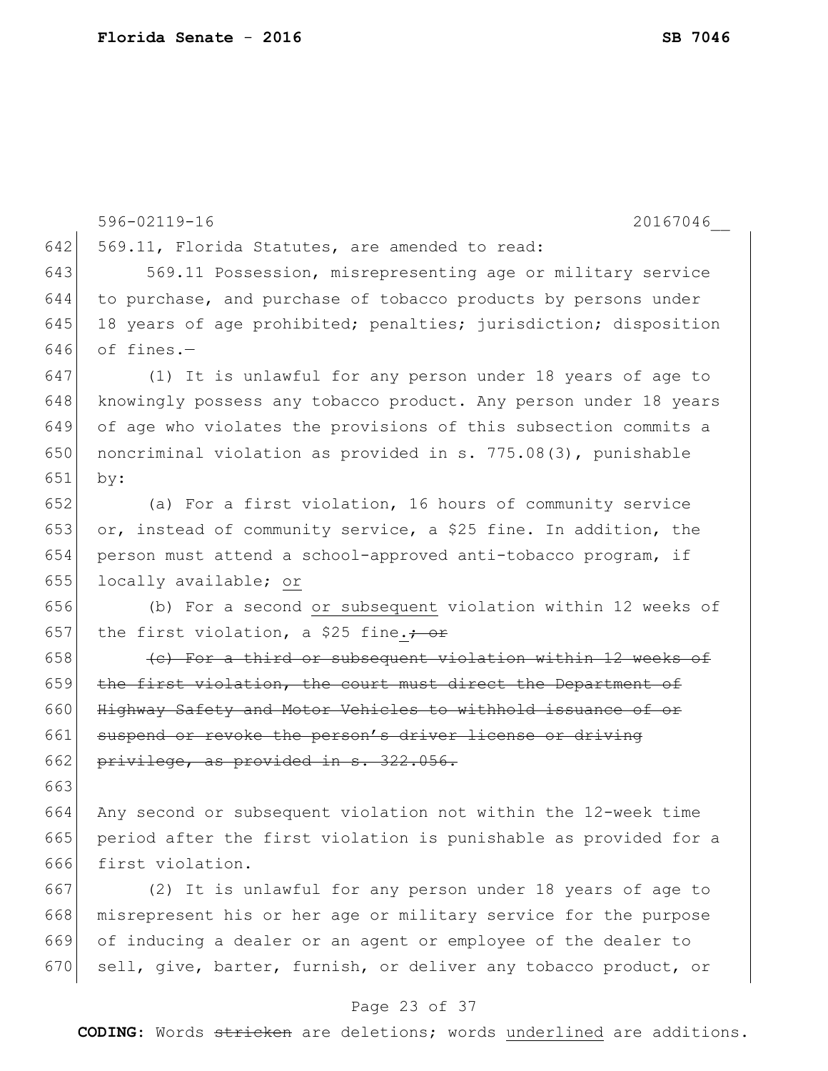596-02119-16 20167046__

642 569.11, Florida Statutes, are amended to read:

643 569.11 Possession, misrepresenting age or military service
644 to purchase, and purchase of tobacco products by persons under
645 18 years of age prohibited; penalties; jurisdiction; disposition
646 of fines.—

647 (1) It is unlawful for any person under 18 years of age to
648 knowingly possess any tobacco product. Any person under 18 years
649 of age who violates the provisions of this subsection commits a
650 noncriminal violation as provided in s. 775.08(3), punishable
651 by:

652 (a) For a first violation, 16 hours of community service
653 or, instead of community service, a $25 fine. In addition, the
654 person must attend a school-approved anti-tobacco program, if
655 locally available; <u>or</u>

656 (b) For a second <u>or subsequent</u> violation within 12 weeks of
657 the first violation, a $25 fine<u>.</u>~~; or~~

658 ~~(c) For a third or subsequent violation within 12 weeks of~~
659 ~~the first violation, the court must direct the Department of~~
660 ~~Highway Safety and Motor Vehicles to withhold issuance of or~~
661 ~~suspend or revoke the person's driver license or driving~~
662 ~~privilege, as provided in s. 322.056.~~

663

664 Any second or subsequent violation not within the 12-week time
665 period after the first violation is punishable as provided for a
666 first violation.

667 (2) It is unlawful for any person under 18 years of age to
668 misrepresent his or her age or military service for the purpose
669 of inducing a dealer or an agent or employee of the dealer to
670 sell, give, barter, furnish, or deliver any tobacco product, or

**CODING:** Words ~~stricken~~ are deletions; words <u>underlined</u> are additions.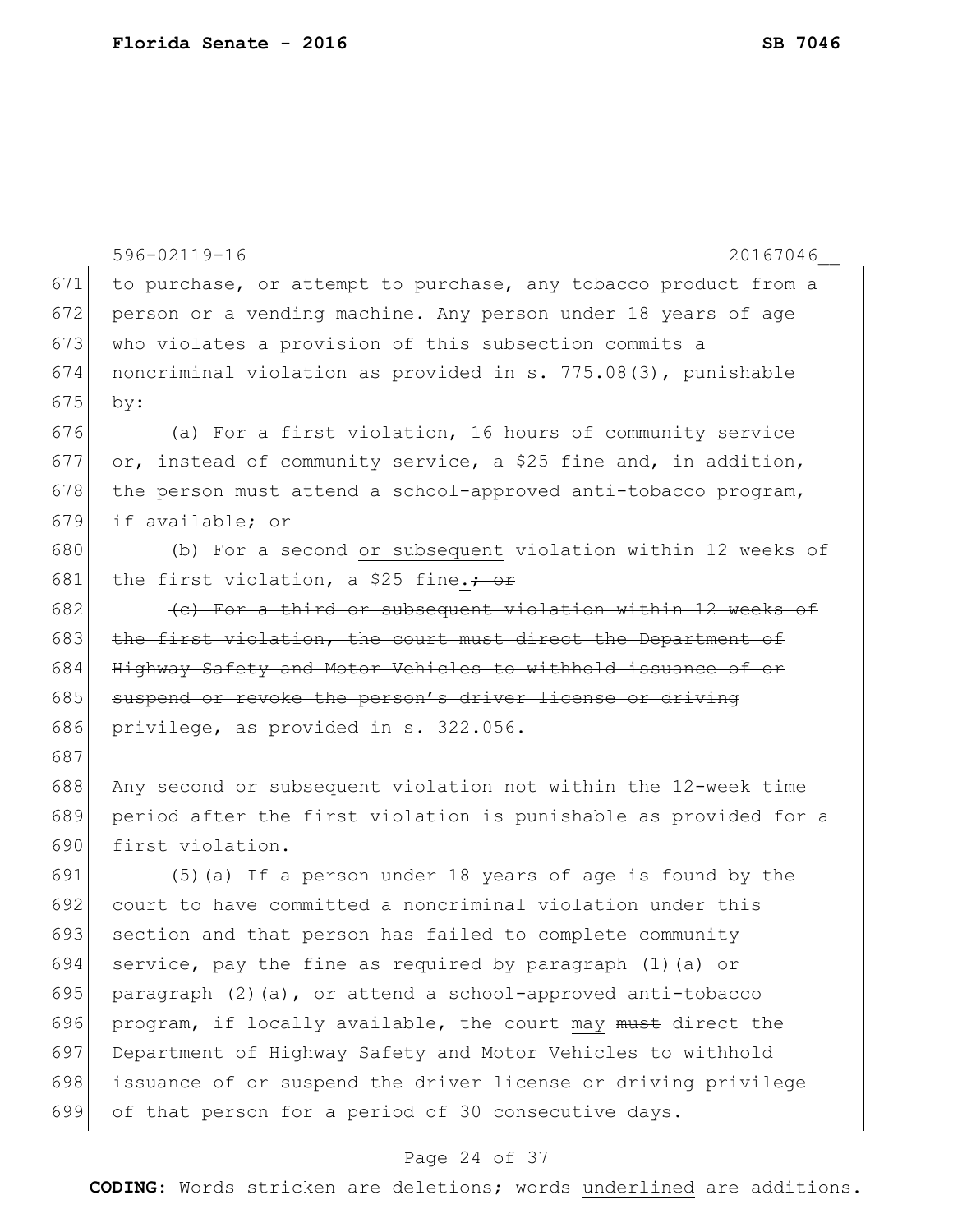to purchase, or attempt to purchase, any tobacco product from a person or a vending machine. Any person under 18 years of age who violates a provision of this subsection commits a noncriminal violation as provided in s. 775.08(3), punishable by:

(a) For a first violation, 16 hours of community service or, instead of community service, a $25 fine and, in addition, the person must attend a school-approved anti-tobacco program, if available; <u>or</u>

(b) For a second <u>or subsequent</u> violation within 12 weeks of the first violation, a $25 fine<u>.</u>~~; or~~

~~(c) For a third or subsequent violation within 12 weeks of the first violation, the court must direct the Department of Highway Safety and Motor Vehicles to withhold issuance of or suspend or revoke the person's driver license or driving privilege, as provided in s. 322.056.~~

Any second or subsequent violation not within the 12-week time period after the first violation is punishable as provided for a first violation.

(5)(a) If a person under 18 years of age is found by the court to have committed a noncriminal violation under this section and that person has failed to complete community service, pay the fine as required by paragraph (1)(a) or paragraph (2)(a), or attend a school-approved anti-tobacco program, if locally available, the court <u>may</u> ~~must~~ direct the Department of Highway Safety and Motor Vehicles to withhold issuance of or suspend the driver license or driving privilege of that person for a period of 30 consecutive days.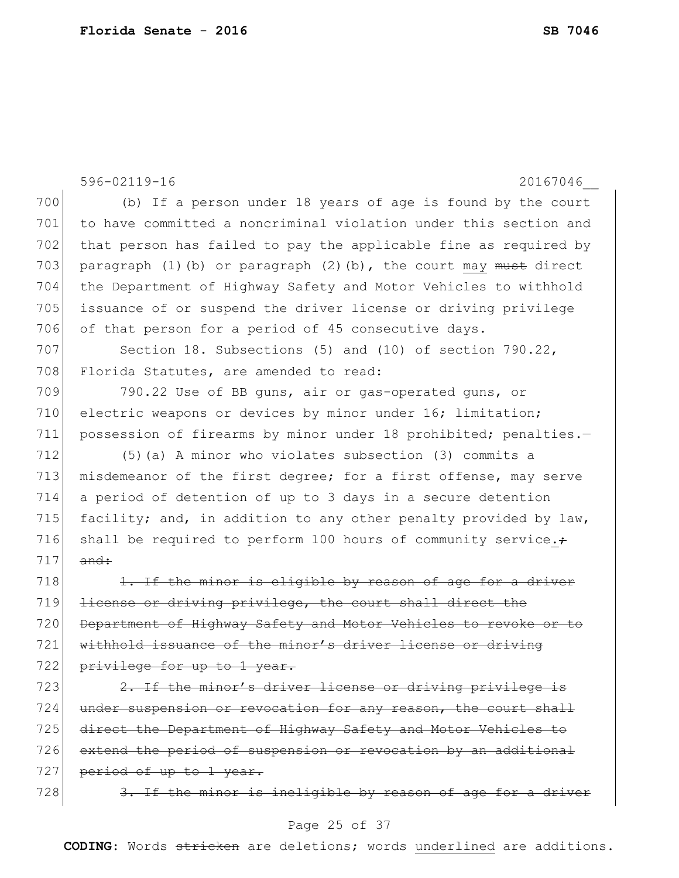(b) If a person under 18 years of age is found by the court to have committed a noncriminal violation under this section and that person has failed to pay the applicable fine as required by paragraph (1)(b) or paragraph (2)(b), the court <u>may</u> ~~must~~ direct the Department of Highway Safety and Motor Vehicles to withhold issuance of or suspend the driver license or driving privilege of that person for a period of 45 consecutive days.

Section 18. Subsections (5) and (10) of section 790.22, Florida Statutes, are amended to read:

790.22 Use of BB guns, air or gas-operated guns, or electric weapons or devices by minor under 16; limitation; possession of firearms by minor under 18 prohibited; penalties.—

(5)(a) A minor who violates subsection (3) commits a misdemeanor of the first degree; for a first offense, may serve a period of detention of up to 3 days in a secure detention facility; and, in addition to any other penalty provided by law, shall be required to perform 100 hours of community service<u>.</u>~~; and:~~

~~1. If the minor is eligible by reason of age for a driver license or driving privilege, the court shall direct the Department of Highway Safety and Motor Vehicles to revoke or to withhold issuance of the minor's driver license or driving privilege for up to 1 year.~~

~~2. If the minor's driver license or driving privilege is under suspension or revocation for any reason, the court shall direct the Department of Highway Safety and Motor Vehicles to extend the period of suspension or revocation by an additional period of up to 1 year.~~

~~3. If the minor is ineligible by reason of age for a driver~~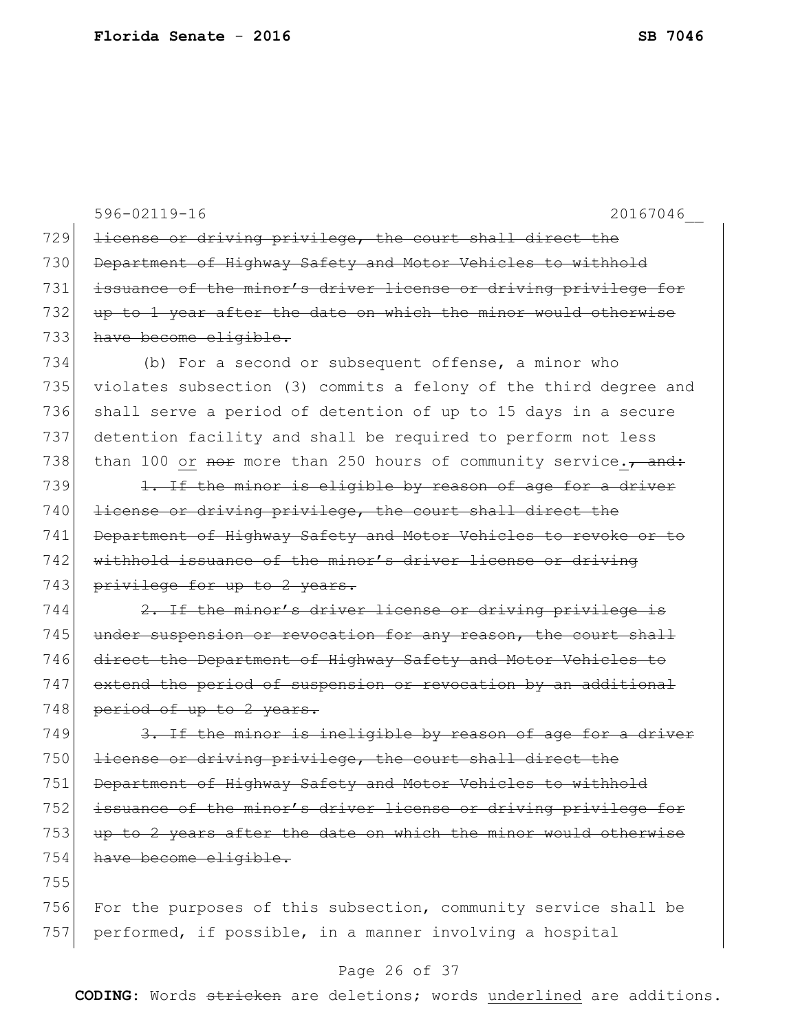596-02119-16 20167046__

729 ~~license or driving privilege, the court shall direct the~~
730 ~~Department of Highway Safety and Motor Vehicles to withhold~~
731 ~~issuance of the minor's driver license or driving privilege for~~
732 ~~up to 1 year after the date on which the minor would otherwise~~
733 ~~have become eligible.~~

734 (b) For a second or subsequent offense, a minor who
735 violates subsection (3) commits a felony of the third degree and
736 shall serve a period of detention of up to 15 days in a secure
737 detention facility and shall be required to perform not less
738 than 100 <u>or</u> ~~nor~~ more than 250 hours of community service<u>.</u>~~, and:~~

739 ~~1. If the minor is eligible by reason of age for a driver~~
740 ~~license or driving privilege, the court shall direct the~~
741 ~~Department of Highway Safety and Motor Vehicles to revoke or to~~
742 ~~withhold issuance of the minor's driver license or driving~~
743 ~~privilege for up to 2 years.~~

744 ~~2. If the minor's driver license or driving privilege is~~
745 ~~under suspension or revocation for any reason, the court shall~~
746 ~~direct the Department of Highway Safety and Motor Vehicles to~~
747 ~~extend the period of suspension or revocation by an additional~~
748 ~~period of up to 2 years.~~

749 ~~3. If the minor is ineligible by reason of age for a driver~~
750 ~~license or driving privilege, the court shall direct the~~
751 ~~Department of Highway Safety and Motor Vehicles to withhold~~
752 ~~issuance of the minor's driver license or driving privilege for~~
753 ~~up to 2 years after the date on which the minor would otherwise~~
754 ~~have become eligible.~~

755

756 For the purposes of this subsection, community service shall be
757 performed, if possible, in a manner involving a hospital

**CODING:** Words ~~stricken~~ are deletions; words <u>underlined</u> are additions.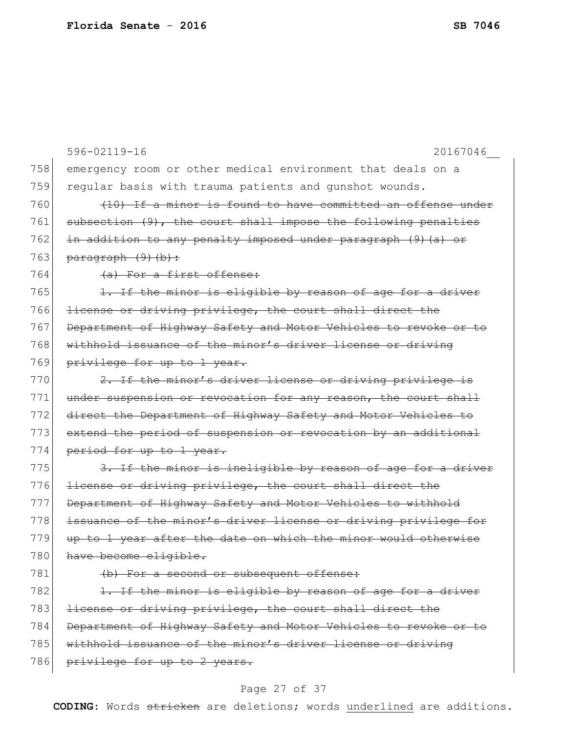596-02119-16 20167046__

758 emergency room or other medical environment that deals on a
759 regular basis with trauma patients and gunshot wounds.

760 ~~(10) If a minor is found to have committed an offense under~~
761 ~~subsection (9), the court shall impose the following penalties~~
762 ~~in addition to any penalty imposed under paragraph (9)(a) or~~
763 ~~paragraph (9)(b):~~

764 ~~(a) For a first offense:~~

765 ~~1. If the minor is eligible by reason of age for a driver~~
766 ~~license or driving privilege, the court shall direct the~~
767 ~~Department of Highway Safety and Motor Vehicles to revoke or to~~
768 ~~withhold issuance of the minor's driver license or driving~~
769 ~~privilege for up to 1 year.~~

770 ~~2. If the minor's driver license or driving privilege is~~
771 ~~under suspension or revocation for any reason, the court shall~~
772 ~~direct the Department of Highway Safety and Motor Vehicles to~~
773 ~~extend the period of suspension or revocation by an additional~~
774 ~~period for up to 1 year.~~

775 ~~3. If the minor is ineligible by reason of age for a driver~~
776 ~~license or driving privilege, the court shall direct the~~
777 ~~Department of Highway Safety and Motor Vehicles to withhold~~
778 ~~issuance of the minor's driver license or driving privilege for~~
779 ~~up to 1 year after the date on which the minor would otherwise~~
780 ~~have become eligible.~~

781 ~~(b) For a second or subsequent offense:~~

782 ~~1. If the minor is eligible by reason of age for a driver~~
783 ~~license or driving privilege, the court shall direct the~~
784 ~~Department of Highway Safety and Motor Vehicles to revoke or to~~
785 ~~withhold issuance of the minor's driver license or driving~~
786 ~~privilege for up to 2 years.~~

**CODING:** Words ~~stricken~~ are deletions; words <u>underlined</u> are additions.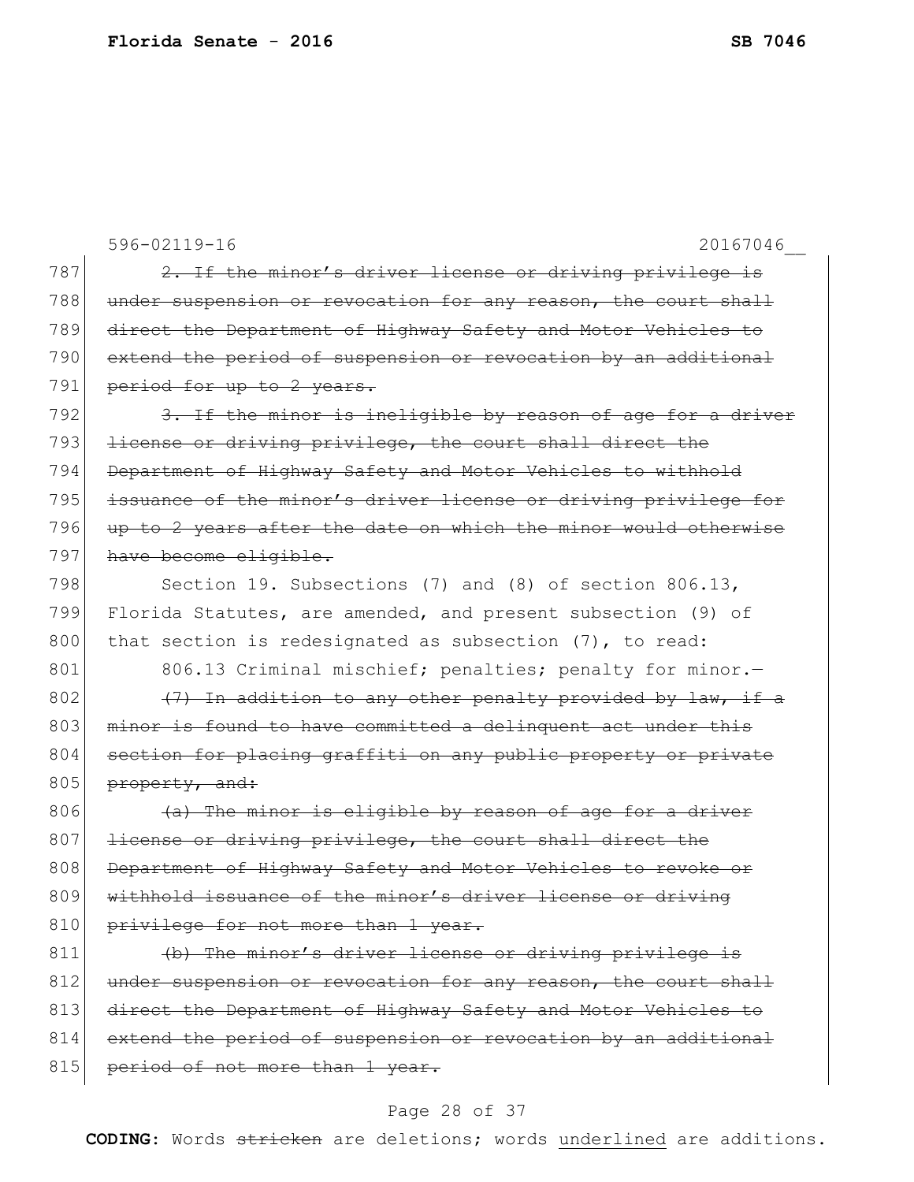596-02119-16 20167046__

787 ~~2. If the minor's driver license or driving privilege is~~
788 ~~under suspension or revocation for any reason, the court shall~~
789 ~~direct the Department of Highway Safety and Motor Vehicles to~~
790 ~~extend the period of suspension or revocation by an additional~~
791 ~~period for up to 2 years.~~

792 ~~3. If the minor is ineligible by reason of age for a driver~~
793 ~~license or driving privilege, the court shall direct the~~
794 ~~Department of Highway Safety and Motor Vehicles to withhold~~
795 ~~issuance of the minor's driver license or driving privilege for~~
796 ~~up to 2 years after the date on which the minor would otherwise~~
797 ~~have become eligible.~~

798 Section 19. Subsections (7) and (8) of section 806.13,
799 Florida Statutes, are amended, and present subsection (9) of
800 that section is redesignated as subsection (7), to read:

801 806.13 Criminal mischief; penalties; penalty for minor.—

802 ~~(7) In addition to any other penalty provided by law, if a~~
803 ~~minor is found to have committed a delinquent act under this~~
804 ~~section for placing graffiti on any public property or private~~
805 ~~property, and:~~

806 ~~(a) The minor is eligible by reason of age for a driver~~
807 ~~license or driving privilege, the court shall direct the~~
808 ~~Department of Highway Safety and Motor Vehicles to revoke or~~
809 ~~withhold issuance of the minor's driver license or driving~~
810 ~~privilege for not more than 1 year.~~

811 ~~(b) The minor's driver license or driving privilege is~~
812 ~~under suspension or revocation for any reason, the court shall~~
813 ~~direct the Department of Highway Safety and Motor Vehicles to~~
814 ~~extend the period of suspension or revocation by an additional~~
815 ~~period of not more than 1 year.~~

**CODING:** Words ~~stricken~~ are deletions; words <u>underlined</u> are additions.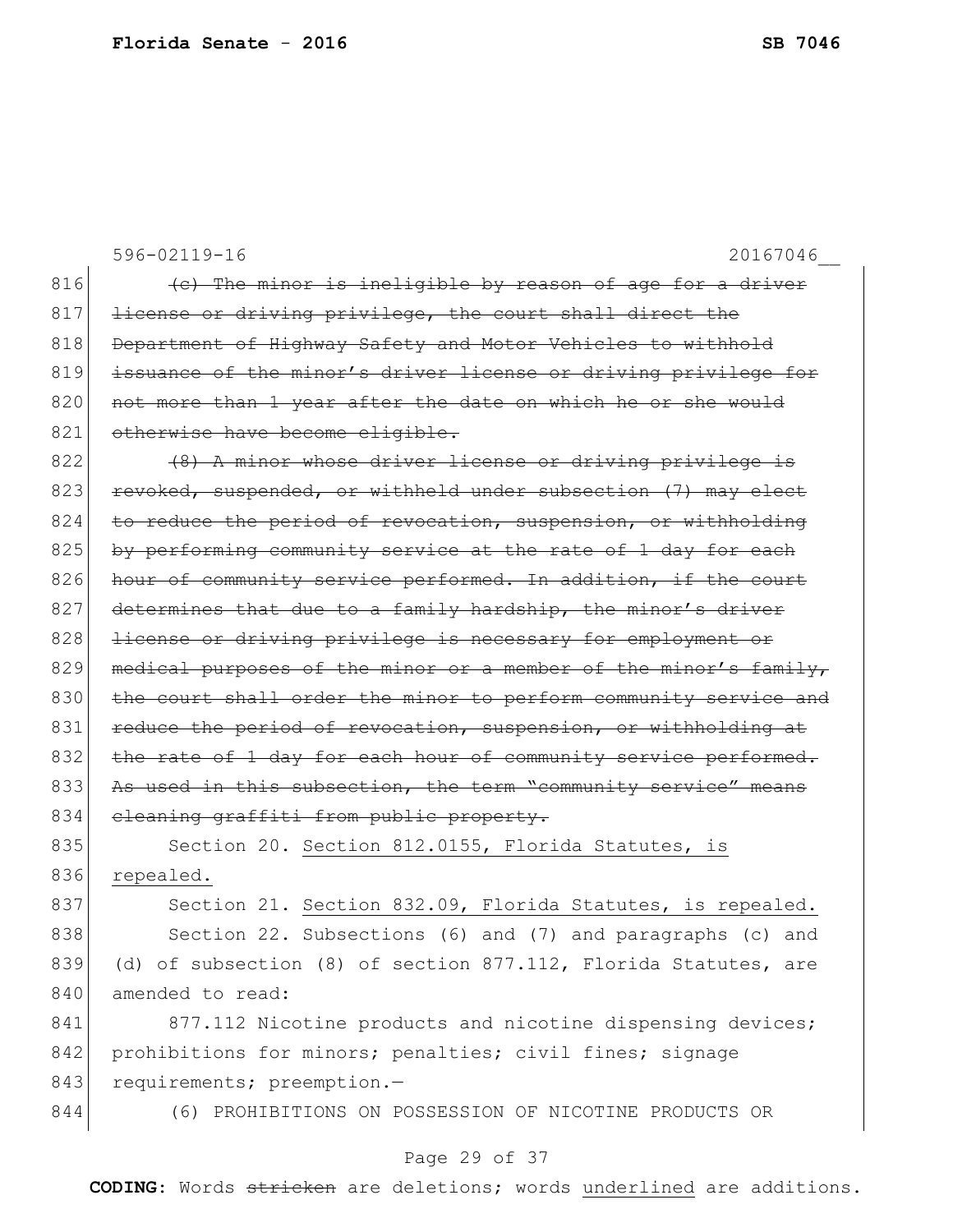596-02119-16 20167046__

816 ~~(c) The minor is ineligible by reason of age for a driver~~
817 ~~license or driving privilege, the court shall direct the~~
818 ~~Department of Highway Safety and Motor Vehicles to withhold~~
819 ~~issuance of the minor's driver license or driving privilege for~~
820 ~~not more than 1 year after the date on which he or she would~~
821 ~~otherwise have become eligible.~~
822 ~~(8) A minor whose driver license or driving privilege is~~
823 ~~revoked, suspended, or withheld under subsection (7) may elect~~
824 ~~to reduce the period of revocation, suspension, or withholding~~
825 ~~by performing community service at the rate of 1 day for each~~
826 ~~hour of community service performed. In addition, if the court~~
827 ~~determines that due to a family hardship, the minor's driver~~
828 ~~license or driving privilege is necessary for employment or~~
829 ~~medical purposes of the minor or a member of the minor's family,~~
830 ~~the court shall order the minor to perform community service and~~
831 ~~reduce the period of revocation, suspension, or withholding at~~
832 ~~the rate of 1 day for each hour of community service performed.~~
833 ~~As used in this subsection, the term "community service" means~~
834 ~~cleaning graffiti from public property.~~
835 Section 20. <u>Section 812.0155, Florida Statutes, is</u>
836 <u>repealed.</u>
837 Section 21. <u>Section 832.09, Florida Statutes, is repealed.</u>
838 Section 22. Subsections (6) and (7) and paragraphs (c) and
839 (d) of subsection (8) of section 877.112, Florida Statutes, are
840 amended to read:
841 877.112 Nicotine products and nicotine dispensing devices;
842 prohibitions for minors; penalties; civil fines; signage
843 requirements; preemption.—
844 (6) PROHIBITIONS ON POSSESSION OF NICOTINE PRODUCTS OR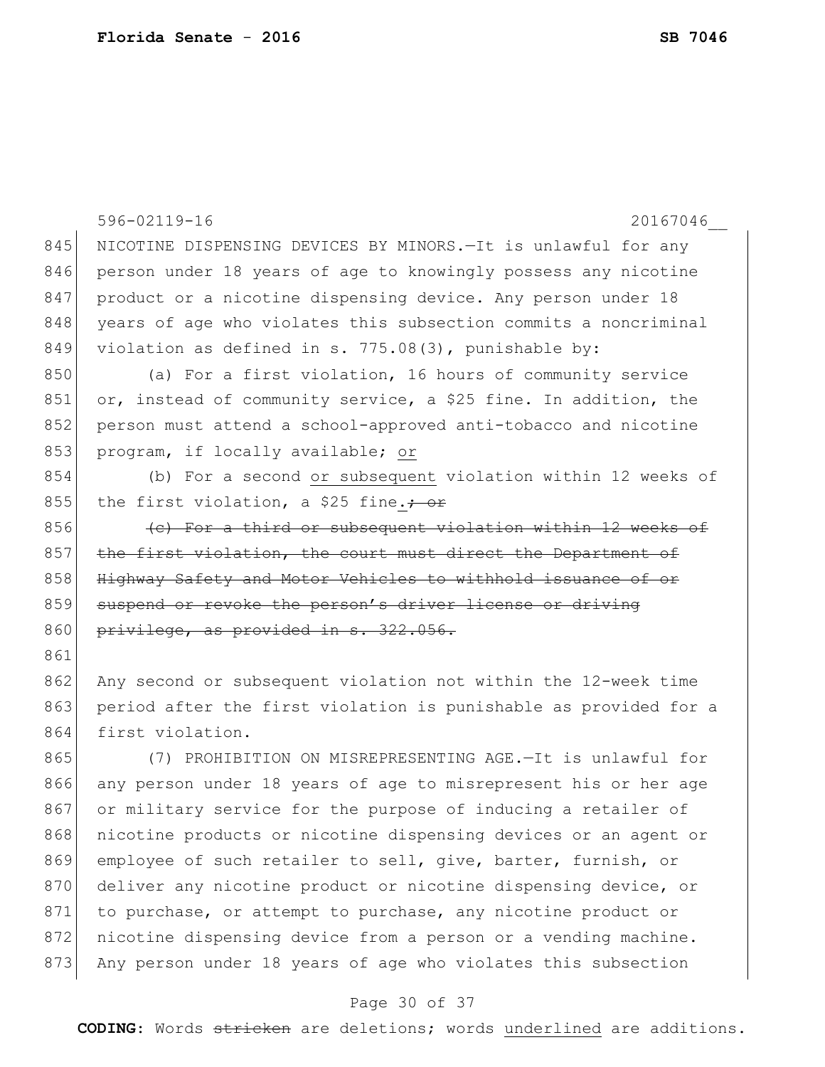NICOTINE DISPENSING DEVICES BY MINORS.—It is unlawful for any person under 18 years of age to knowingly possess any nicotine product or a nicotine dispensing device. Any person under 18 years of age who violates this subsection commits a noncriminal violation as defined in s. 775.08(3), punishable by:

(a) For a first violation, 16 hours of community service or, instead of community service, a $25 fine. In addition, the person must attend a school-approved anti-tobacco and nicotine program, if locally available; <u>or</u>

(b) For a second <u>or subsequent</u> violation within 12 weeks of the first violation, a $25 fine<u>.</u>~~; or~~

~~(c) For a third or subsequent violation within 12 weeks of the first violation, the court must direct the Department of Highway Safety and Motor Vehicles to withhold issuance of or suspend or revoke the person's driver license or driving privilege, as provided in s. 322.056.~~

Any second or subsequent violation not within the 12-week time period after the first violation is punishable as provided for a first violation.

(7) PROHIBITION ON MISREPRESENTING AGE.—It is unlawful for any person under 18 years of age to misrepresent his or her age or military service for the purpose of inducing a retailer of nicotine products or nicotine dispensing devices or an agent or employee of such retailer to sell, give, barter, furnish, or deliver any nicotine product or nicotine dispensing device, or to purchase, or attempt to purchase, any nicotine product or nicotine dispensing device from a person or a vending machine. Any person under 18 years of age who violates this subsection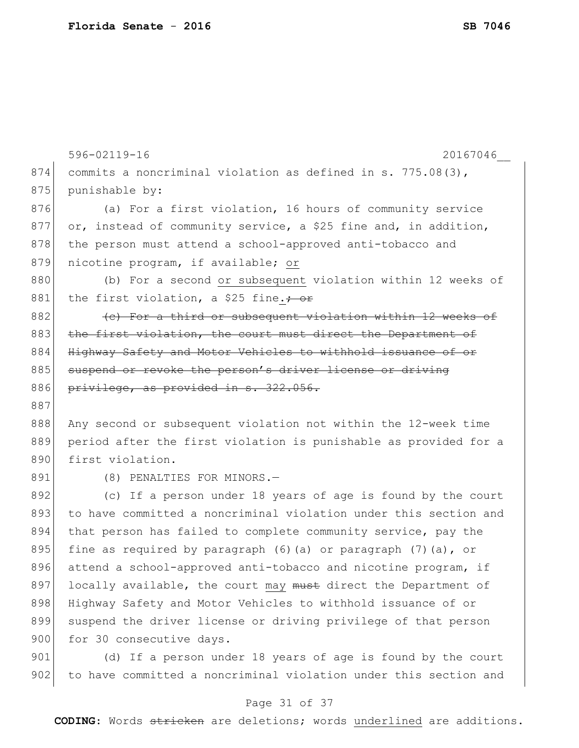commits a noncriminal violation as defined in s. 775.08(3), punishable by:

(a) For a first violation, 16 hours of community service or, instead of community service, a $25 fine and, in addition, the person must attend a school-approved anti-tobacco and nicotine program, if available; <u>or</u>

(b) For a second <u>or subsequent</u> violation within 12 weeks of the first violation, a $25 fine<u>.</u>~~; or~~

~~(c) For a third or subsequent violation within 12 weeks of the first violation, the court must direct the Department of Highway Safety and Motor Vehicles to withhold issuance of or suspend or revoke the person's driver license or driving privilege, as provided in s. 322.056.~~

Any second or subsequent violation not within the 12-week time period after the first violation is punishable as provided for a first violation.

(8) PENALTIES FOR MINORS.—

(c) If a person under 18 years of age is found by the court to have committed a noncriminal violation under this section and that person has failed to complete community service, pay the fine as required by paragraph (6)(a) or paragraph (7)(a), or attend a school-approved anti-tobacco and nicotine program, if locally available, the court <u>may</u> ~~must~~ direct the Department of Highway Safety and Motor Vehicles to withhold issuance of or suspend the driver license or driving privilege of that person for 30 consecutive days.

(d) If a person under 18 years of age is found by the court to have committed a noncriminal violation under this section and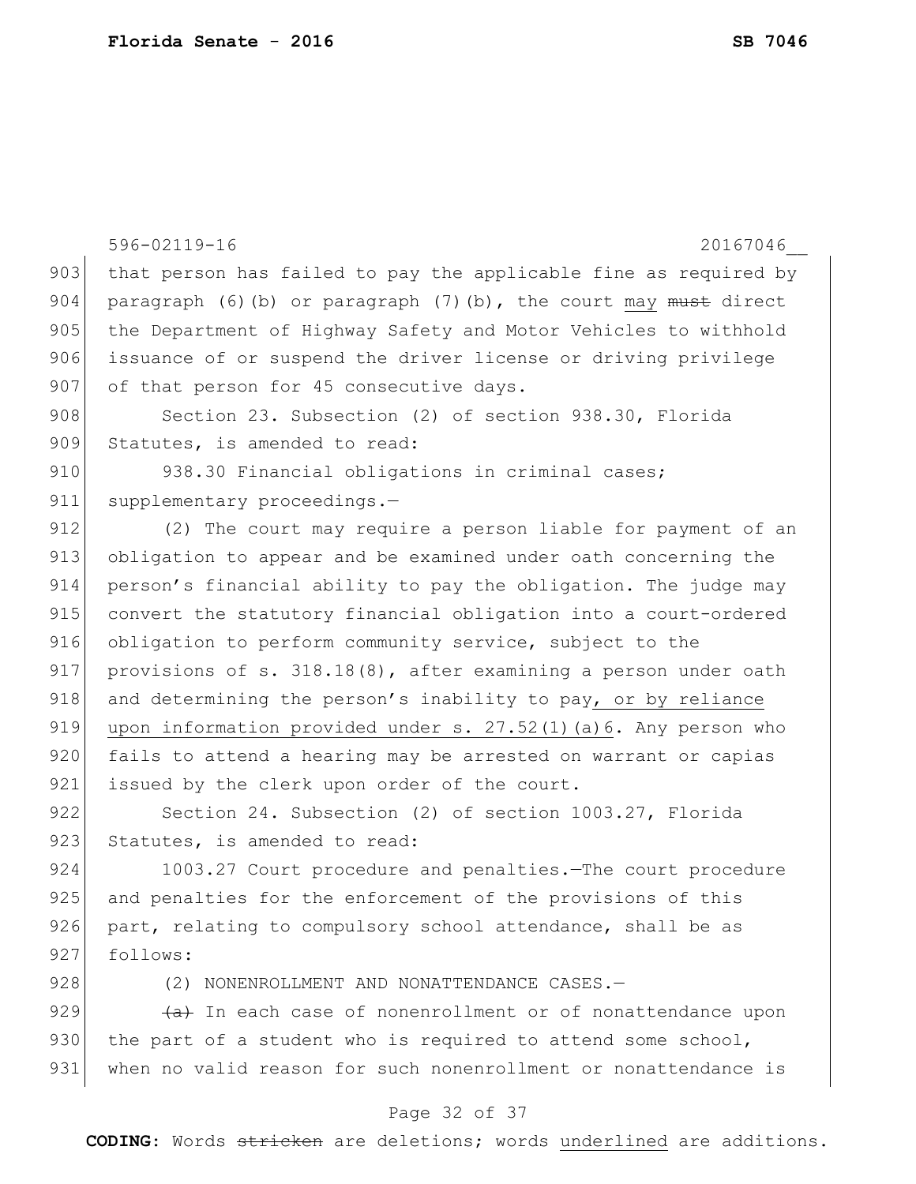that person has failed to pay the applicable fine as required by paragraph (6)(b) or paragraph (7)(b), the court <u>may</u> ~~must~~ direct the Department of Highway Safety and Motor Vehicles to withhold issuance of or suspend the driver license or driving privilege of that person for 45 consecutive days.

Section 23. Subsection (2) of section 938.30, Florida Statutes, is amended to read:

938.30 Financial obligations in criminal cases; supplementary proceedings.—

(2) The court may require a person liable for payment of an obligation to appear and be examined under oath concerning the person's financial ability to pay the obligation. The judge may convert the statutory financial obligation into a court-ordered obligation to perform community service, subject to the provisions of s. 318.18(8), after examining a person under oath and determining the person's inability to pay<u>, or by reliance upon information provided under s. 27.52(1)(a)6</u>. Any person who fails to attend a hearing may be arrested on warrant or capias issued by the clerk upon order of the court.

Section 24. Subsection (2) of section 1003.27, Florida Statutes, is amended to read:

1003.27 Court procedure and penalties.—The court procedure and penalties for the enforcement of the provisions of this part, relating to compulsory school attendance, shall be as follows:

(2) NONENROLLMENT AND NONATTENDANCE CASES.—

~~(a)~~ In each case of nonenrollment or of nonattendance upon the part of a student who is required to attend some school, when no valid reason for such nonenrollment or nonattendance is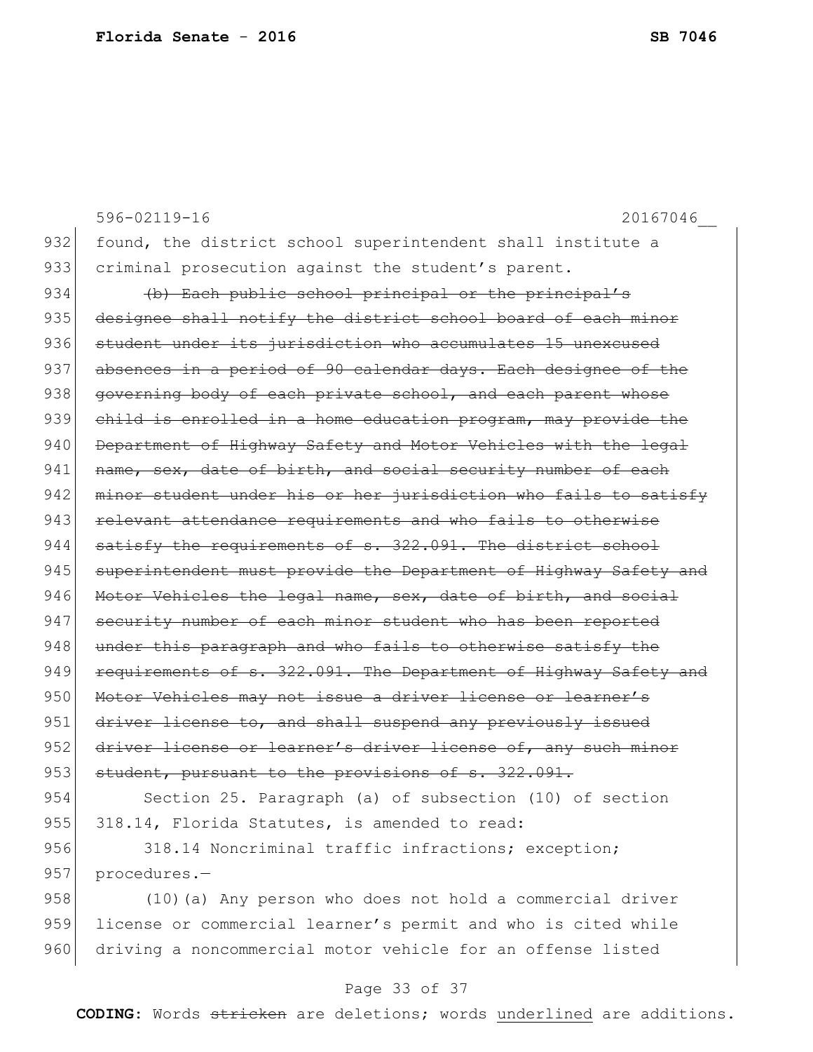932 found, the district school superintendent shall institute a
933 criminal prosecution against the student's parent.

934 ~~(b) Each public school principal or the principal's~~
935 ~~designee shall notify the district school board of each minor~~
936 ~~student under its jurisdiction who accumulates 15 unexcused~~
937 ~~absences in a period of 90 calendar days. Each designee of the~~
938 ~~governing body of each private school, and each parent whose~~
939 ~~child is enrolled in a home education program, may provide the~~
940 ~~Department of Highway Safety and Motor Vehicles with the legal~~
941 ~~name, sex, date of birth, and social security number of each~~
942 ~~minor student under his or her jurisdiction who fails to satisfy~~
943 ~~relevant attendance requirements and who fails to otherwise~~
944 ~~satisfy the requirements of s. 322.091. The district school~~
945 ~~superintendent must provide the Department of Highway Safety and~~
946 ~~Motor Vehicles the legal name, sex, date of birth, and social~~
947 ~~security number of each minor student who has been reported~~
948 ~~under this paragraph and who fails to otherwise satisfy the~~
949 ~~requirements of s. 322.091. The Department of Highway Safety and~~
950 ~~Motor Vehicles may not issue a driver license or learner's~~
951 ~~driver license to, and shall suspend any previously issued~~
952 ~~driver license or learner's driver license of, any such minor~~
953 ~~student, pursuant to the provisions of s. 322.091.~~

954 Section 25. Paragraph (a) of subsection (10) of section
955 318.14, Florida Statutes, is amended to read:

956 318.14 Noncriminal traffic infractions; exception;
957 procedures.—

958 (10)(a) Any person who does not hold a commercial driver
959 license or commercial learner's permit and who is cited while
960 driving a noncommercial motor vehicle for an offense listed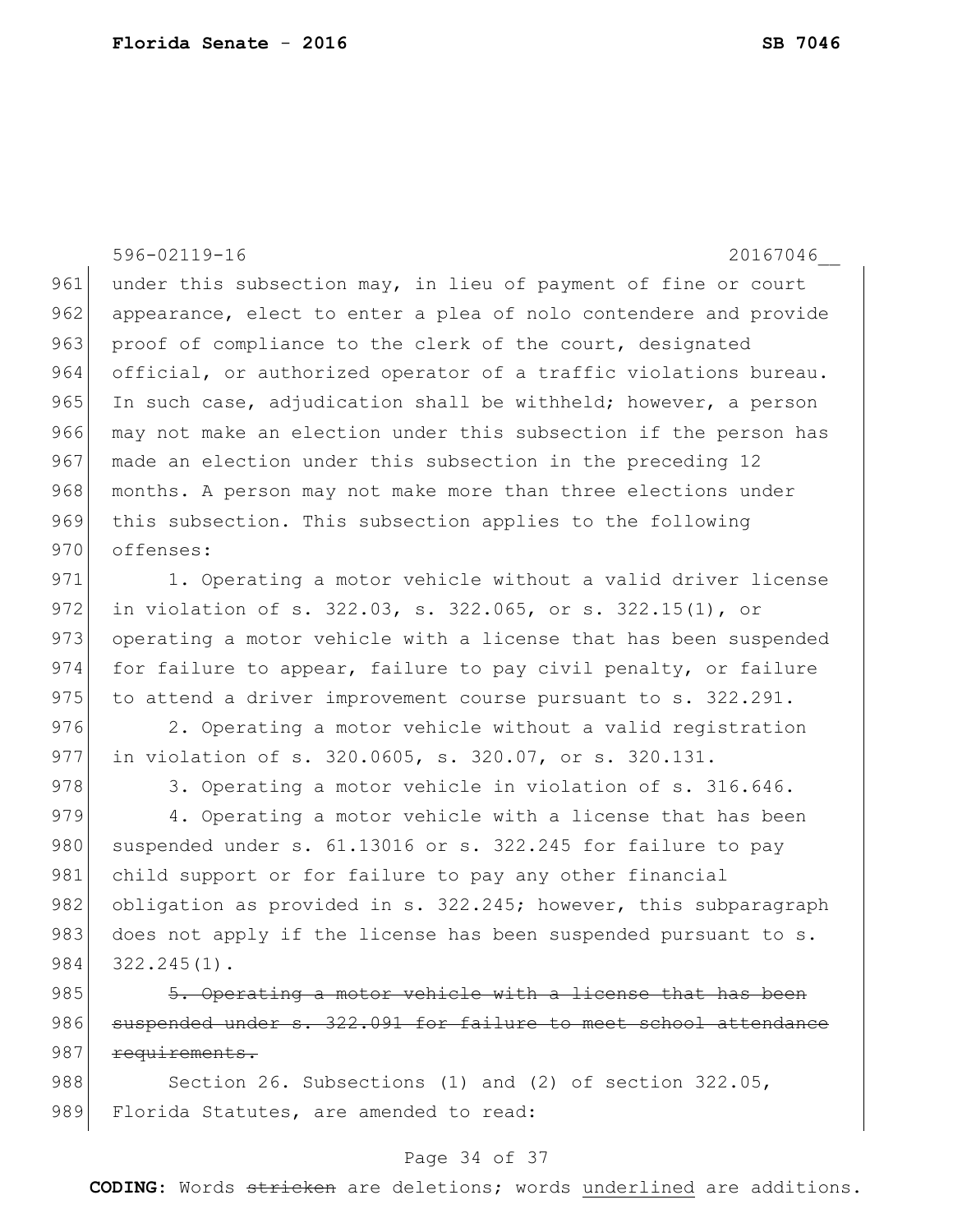596-02119-16 20167046__

under this subsection may, in lieu of payment of fine or court appearance, elect to enter a plea of nolo contendere and provide proof of compliance to the clerk of the court, designated official, or authorized operator of a traffic violations bureau. In such case, adjudication shall be withheld; however, a person may not make an election under this subsection if the person has made an election under this subsection in the preceding 12 months. A person may not make more than three elections under this subsection. This subsection applies to the following offenses:

1. Operating a motor vehicle without a valid driver license in violation of s. 322.03, s. 322.065, or s. 322.15(1), or operating a motor vehicle with a license that has been suspended for failure to appear, failure to pay civil penalty, or failure to attend a driver improvement course pursuant to s. 322.291.

2. Operating a motor vehicle without a valid registration in violation of s. 320.0605, s. 320.07, or s. 320.131.

3. Operating a motor vehicle in violation of s. 316.646.

4. Operating a motor vehicle with a license that has been suspended under s. 61.13016 or s. 322.245 for failure to pay child support or for failure to pay any other financial obligation as provided in s. 322.245; however, this subparagraph does not apply if the license has been suspended pursuant to s. 322.245(1).

~~5. Operating a motor vehicle with a license that has been suspended under s. 322.091 for failure to meet school attendance requirements.~~

Section 26. Subsections (1) and (2) of section 322.05, Florida Statutes, are amended to read:

**CODING:** Words ~~stricken~~ are deletions; words <u>underlined</u> are additions.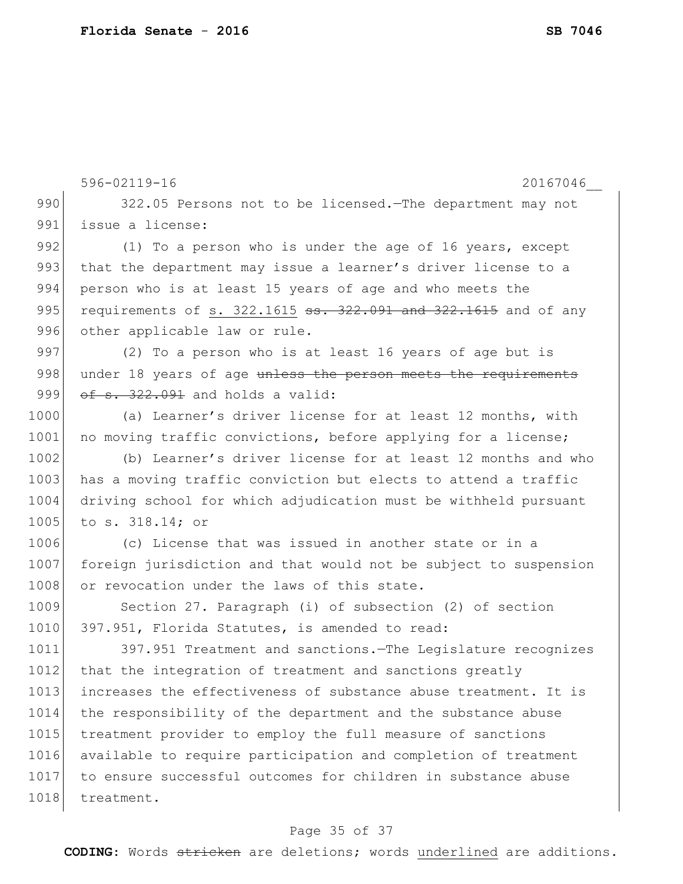322.05 Persons not to be licensed.—The department may not issue a license:

(1) To a person who is under the age of 16 years, except that the department may issue a learner's driver license to a person who is at least 15 years of age and who meets the requirements of <u>s. 322.1615</u> ~~ss. 322.091 and 322.1615~~ and of any other applicable law or rule.

(2) To a person who is at least 16 years of age but is under 18 years of age ~~unless the person meets the requirements of s. 322.091~~ and holds a valid:

(a) Learner's driver license for at least 12 months, with no moving traffic convictions, before applying for a license;

(b) Learner's driver license for at least 12 months and who has a moving traffic conviction but elects to attend a traffic driving school for which adjudication must be withheld pursuant to s. 318.14; or

(c) License that was issued in another state or in a foreign jurisdiction and that would not be subject to suspension or revocation under the laws of this state.

Section 27. Paragraph (i) of subsection (2) of section 397.951, Florida Statutes, is amended to read:

397.951 Treatment and sanctions.—The Legislature recognizes that the integration of treatment and sanctions greatly increases the effectiveness of substance abuse treatment. It is the responsibility of the department and the substance abuse treatment provider to employ the full measure of sanctions available to require participation and completion of treatment to ensure successful outcomes for children in substance abuse treatment.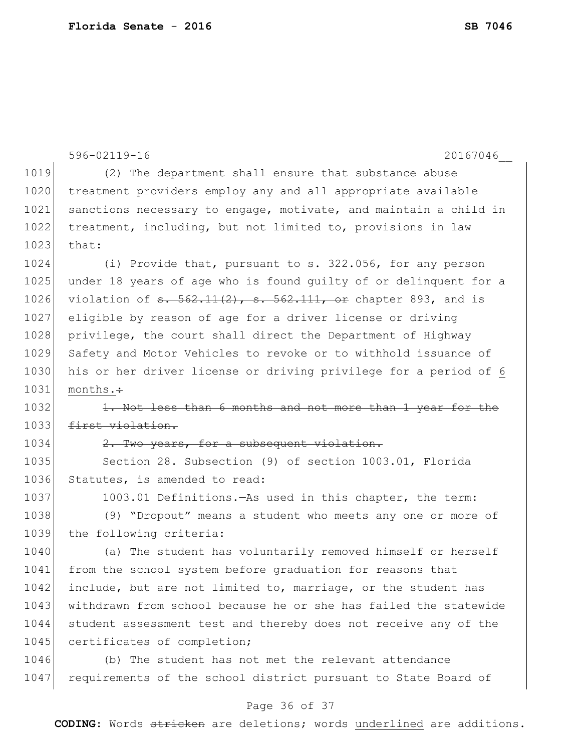596-02119-16 20167046__

1019 (2) The department shall ensure that substance abuse
1020 treatment providers employ any and all appropriate available
1021 sanctions necessary to engage, motivate, and maintain a child in
1022 treatment, including, but not limited to, provisions in law
1023 that:

1024 (i) Provide that, pursuant to s. 322.056, for any person
1025 under 18 years of age who is found guilty of or delinquent for a
1026 violation of ~~s. 562.11(2), s. 562.111, or~~ chapter 893, and is
1027 eligible by reason of age for a driver license or driving
1028 privilege, the court shall direct the Department of Highway
1029 Safety and Motor Vehicles to revoke or to withhold issuance of
1030 his or her driver license or driving privilege for a period of <u>6</u>
1031 <u>months.</u>~~:~~

1032 ~~1. Not less than 6 months and not more than 1 year for the~~
1033 ~~first violation.~~

1034 ~~2. Two years, for a subsequent violation.~~

1035 Section 28. Subsection (9) of section 1003.01, Florida
1036 Statutes, is amended to read:

1037 1003.01 Definitions.—As used in this chapter, the term:

1038 (9) "Dropout" means a student who meets any one or more of
1039 the following criteria:

1040 (a) The student has voluntarily removed himself or herself
1041 from the school system before graduation for reasons that
1042 include, but are not limited to, marriage, or the student has
1043 withdrawn from school because he or she has failed the statewide
1044 student assessment test and thereby does not receive any of the
1045 certificates of completion;

1046 (b) The student has not met the relevant attendance
1047 requirements of the school district pursuant to State Board of

**CODING:** Words ~~stricken~~ are deletions; words <u>underlined</u> are additions.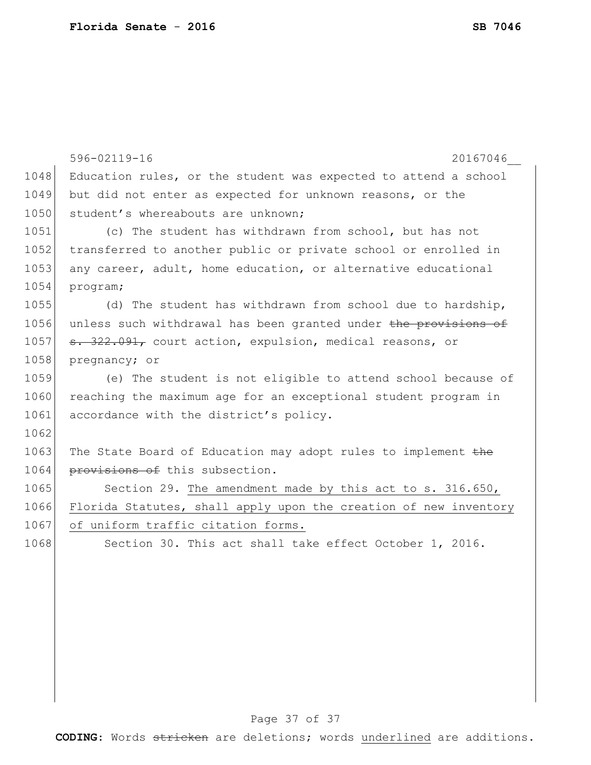Education rules, or the student was expected to attend a school but did not enter as expected for unknown reasons, or the student's whereabouts are unknown;

(c) The student has withdrawn from school, but has not transferred to another public or private school or enrolled in any career, adult, home education, or alternative educational program;

(d) The student has withdrawn from school due to hardship, unless such withdrawal has been granted under ~~the provisions of s. 322.091,~~ court action, expulsion, medical reasons, or pregnancy; or

(e) The student is not eligible to attend school because of reaching the maximum age for an exceptional student program in accordance with the district's policy.

The State Board of Education may adopt rules to implement ~~the provisions of~~ this subsection.

Section 29. <u>The amendment made by this act to s. 316.650, Florida Statutes, shall apply upon the creation of new inventory of uniform traffic citation forms.</u>

Section 30. This act shall take effect October 1, 2016.